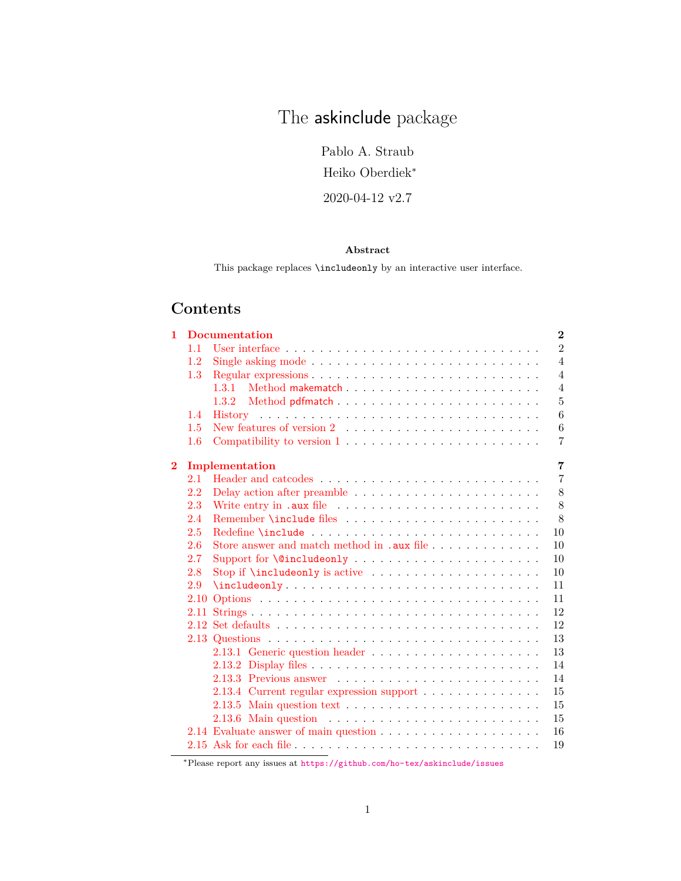# The askinclude package

Pablo A. Straub

Heiko Oberdiek*

2020-04-12 v2.7

**Abstract**

This package replaces `\includeonly` by an interactive user interface.

## Contents

**1 Documentation** **2**

- 1.1 User interface . . . 2
- 1.2 Single asking mode . . . 4
- 1.3 Regular expressions . . . 4
  - 1.3.1 Method makematch . . . 4
  - 1.3.2 Method pdfmatch . . . 5
- 1.4 History . . . 6
- 1.5 New features of version 2 . . . 6
- 1.6 Compatibility to version 1 . . . 7

**2 Implementation** **7**

- 2.1 Header and catcodes . . . 7
- 2.2 Delay action after preamble . . . 8
- 2.3 Write entry in `.aux` file . . . 8
- 2.4 Remember `\include` files . . . 8
- 2.5 Redefine `\include` . . . 10
- 2.6 Store answer and match method in `.aux` file . . . 10
- 2.7 Support for `\@includeonly` . . . 10
- 2.8 Stop if `\includeonly` is active . . . 10
- 2.9 `\includeonly` . . . 11
- 2.10 Options . . . 11
- 2.11 Strings . . . 12
- 2.12 Set defaults . . . 12
- 2.13 Questions . . . 13
  - 2.13.1 Generic question header . . . 13
  - 2.13.2 Display files . . . 14
  - 2.13.3 Previous answer . . . 14
  - 2.13.4 Current regular expression support . . . 15
  - 2.13.5 Main question text . . . 15
  - 2.13.6 Main question . . . 15
- 2.14 Evaluate answer of main question . . . 16
- 2.15 Ask for each file . . . 19

*Please report any issues at https://github.com/ho-tex/askinclude/issues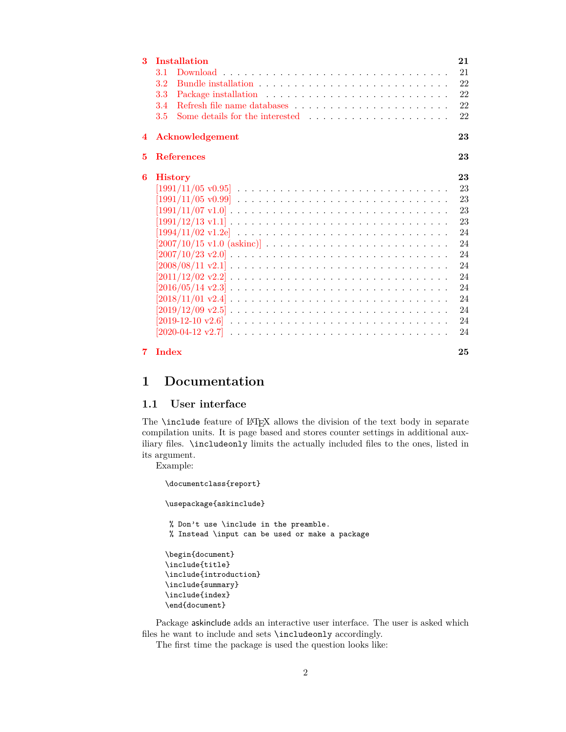- **3 Installation** — 21
  - 3.1 Download — 21
  - 3.2 Bundle installation — 22
  - 3.3 Package installation — 22
  - 3.4 Refresh file name databases — 22
  - 3.5 Some details for the interested — 22
- **4 Acknowledgement** — 23
- **5 References** — 23
- **6 History** — 23
  - [1991/11/05 v0.95] — 23
  - [1991/11/05 v0.99] — 23
  - [1991/11/07 v1.0] — 23
  - [1991/12/13 v1.1] — 23
  - [1994/11/02 v1.2e] — 24
  - [2007/10/15 v1.0 (askinc)] — 24
  - [2007/10/23 v2.0] — 24
  - [2008/08/11 v2.1] — 24
  - [2011/12/02 v2.2] — 24
  - [2016/05/14 v2.3] — 24
  - [2018/11/01 v2.4] — 24
  - [2019/12/09 v2.5] — 24
  - [2019-12-10 v2.6] — 24
  - [2020-04-12 v2.7] — 24
- **7 Index** — 25

# 1 Documentation

## 1.1 User interface

The `\include` feature of LaTeX allows the division of the text body in separate compilation units. It is page based and stores counter settings in additional auxiliary files. `\includeonly` limits the actually included files to the ones, listed in its argument.

Example:

```
\documentclass{report}

\usepackage{askinclude}

 % Don't use \include in the preamble.
 % Instead \input can be used or make a package

\begin{document}
\include{title}
\include{introduction}
\include{summary}
\include{index}
\end{document}
```

Package askinclude adds an interactive user interface. The user is asked which files he want to include and sets `\includeonly` accordingly.

The first time the package is used the question looks like: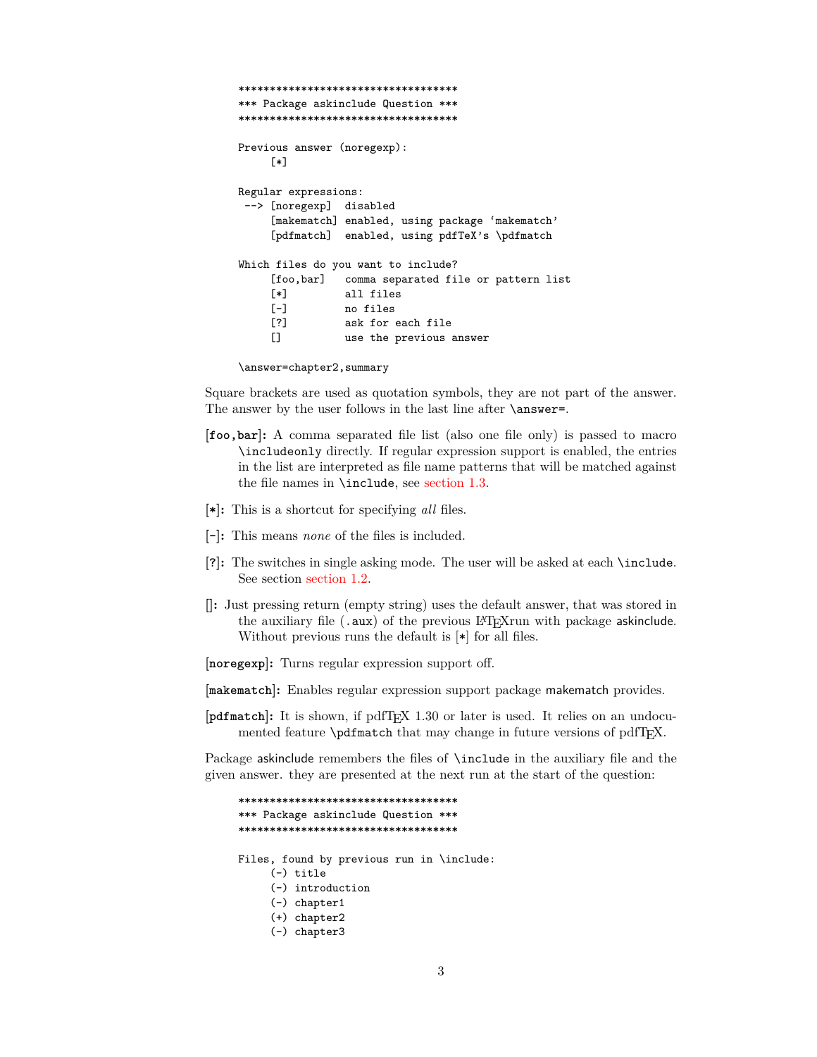```
***********************************
*** Package askinclude Question ***
***********************************

Previous answer (noregexp):
     [*]

Regular expressions:
 --> [noregexp]  disabled
     [makematch] enabled, using package ‘makematch’
     [pdfmatch]  enabled, using pdfTeX’s \pdfmatch

Which files do you want to include?
     [foo,bar]   comma separated file or pattern list
     [*]         all files
     [-]         no files
     [?]         ask for each file
     []          use the previous answer

\answer=chapter2,summary
```

Square brackets are used as quotation symbols, they are not part of the answer. The answer by the user follows in the last line after `\answer=`.

**[`foo,bar`]:** A comma separated file list (also one file only) is passed to macro `\includeonly` directly. If regular expression support is enabled, the entries in the list are interpreted as file name patterns that will be matched against the file names in `\include`, see section 1.3.

**[`*`]:** This is a shortcut for specifying *all* files.

**[`-`]:** This means *none* of the files is included.

**[`?`]:** The switches in single asking mode. The user will be asked at each `\include`. See section section 1.2.

**[]:** Just pressing return (empty string) uses the default answer, that was stored in the auxiliary file (`.aux`) of the previous LaTeXrun with package askinclude. Without previous runs the default is [`*`] for all files.

**[`noregexp`]:** Turns regular expression support off.

**[`makematch`]:** Enables regular expression support package makematch provides.

**[`pdfmatch`]:** It is shown, if pdfTeX 1.30 or later is used. It relies on an undocumented feature `\pdfmatch` that may change in future versions of pdfTeX.

Package askinclude remembers the files of `\include` in the auxiliary file and the given answer. they are presented at the next run at the start of the question:

```
***********************************
*** Package askinclude Question ***
***********************************

Files, found by previous run in \include:
     (-) title
     (-) introduction
     (-) chapter1
     (+) chapter2
     (-) chapter3
```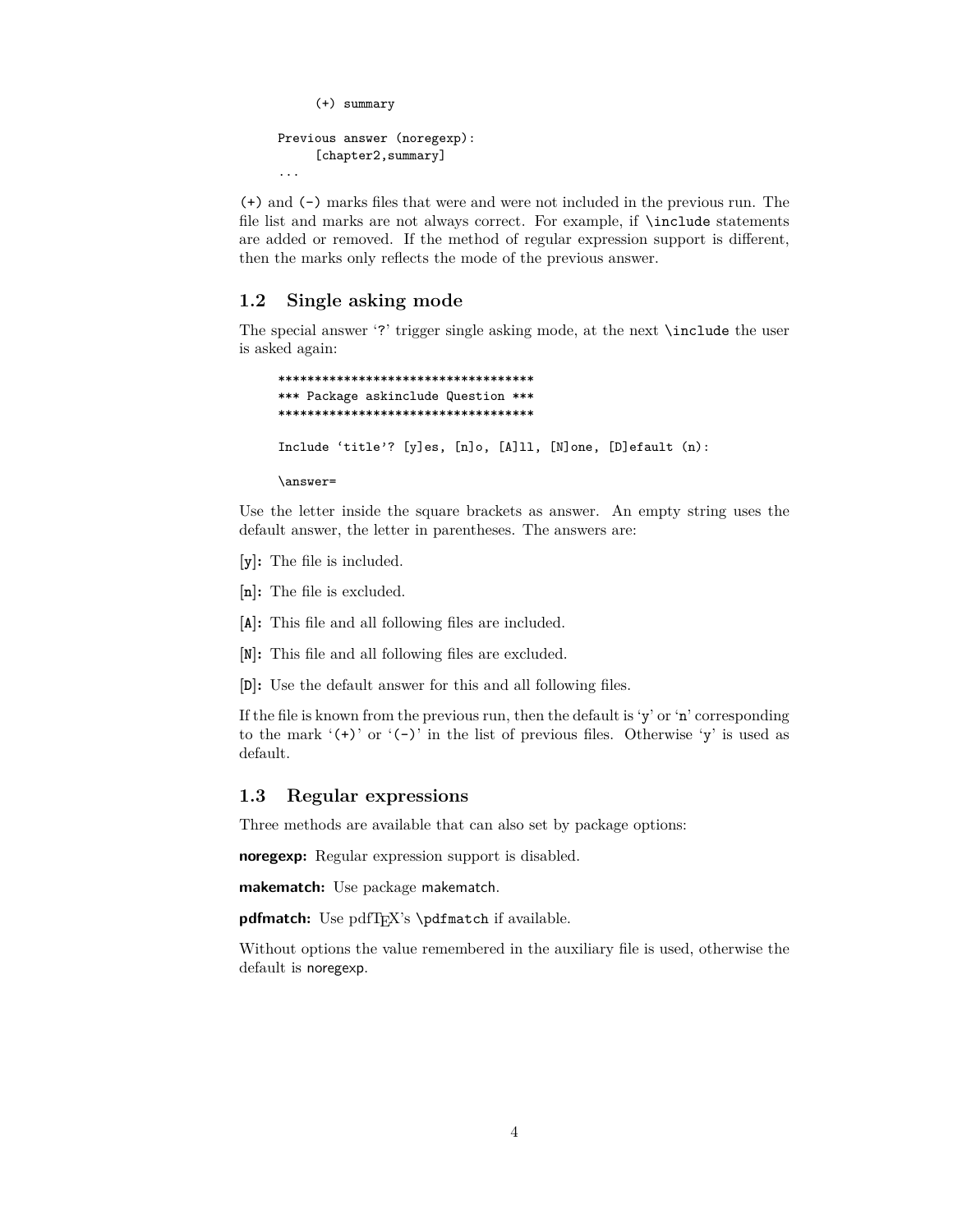```
     (+) summary

Previous answer (noregexp):
     [chapter2,summary]
...
```

(+) and (-) marks files that were and were not included in the previous run. The file list and marks are not always correct. For example, if `\include` statements are added or removed. If the method of regular expression support is different, then the marks only reflects the mode of the previous answer.

## 1.2 Single asking mode

The special answer '?' trigger single asking mode, at the next `\include` the user is asked again:

```
************************************
*** Package askinclude Question ***
************************************

Include 'title'? [y]es, [n]o, [A]ll, [N]one, [D]efault (n):

\answer=
```

Use the letter inside the square brackets as answer. An empty string uses the default answer, the letter in parentheses. The answers are:

**[y]:** The file is included.

**[n]:** The file is excluded.

**[A]:** This file and all following files are included.

**[N]:** This file and all following files are excluded.

**[D]:** Use the default answer for this and all following files.

If the file is known from the previous run, then the default is 'y' or 'n' corresponding to the mark '(+)' or '(-)' in the list of previous files. Otherwise 'y' is used as default.

## 1.3 Regular expressions

Three methods are available that can also set by package options:

**noregexp:** Regular expression support is disabled.

**makematch:** Use package makematch.

**pdfmatch:** Use pdfTEX's `\pdfmatch` if available.

Without options the value remembered in the auxiliary file is used, otherwise the default is noregexp.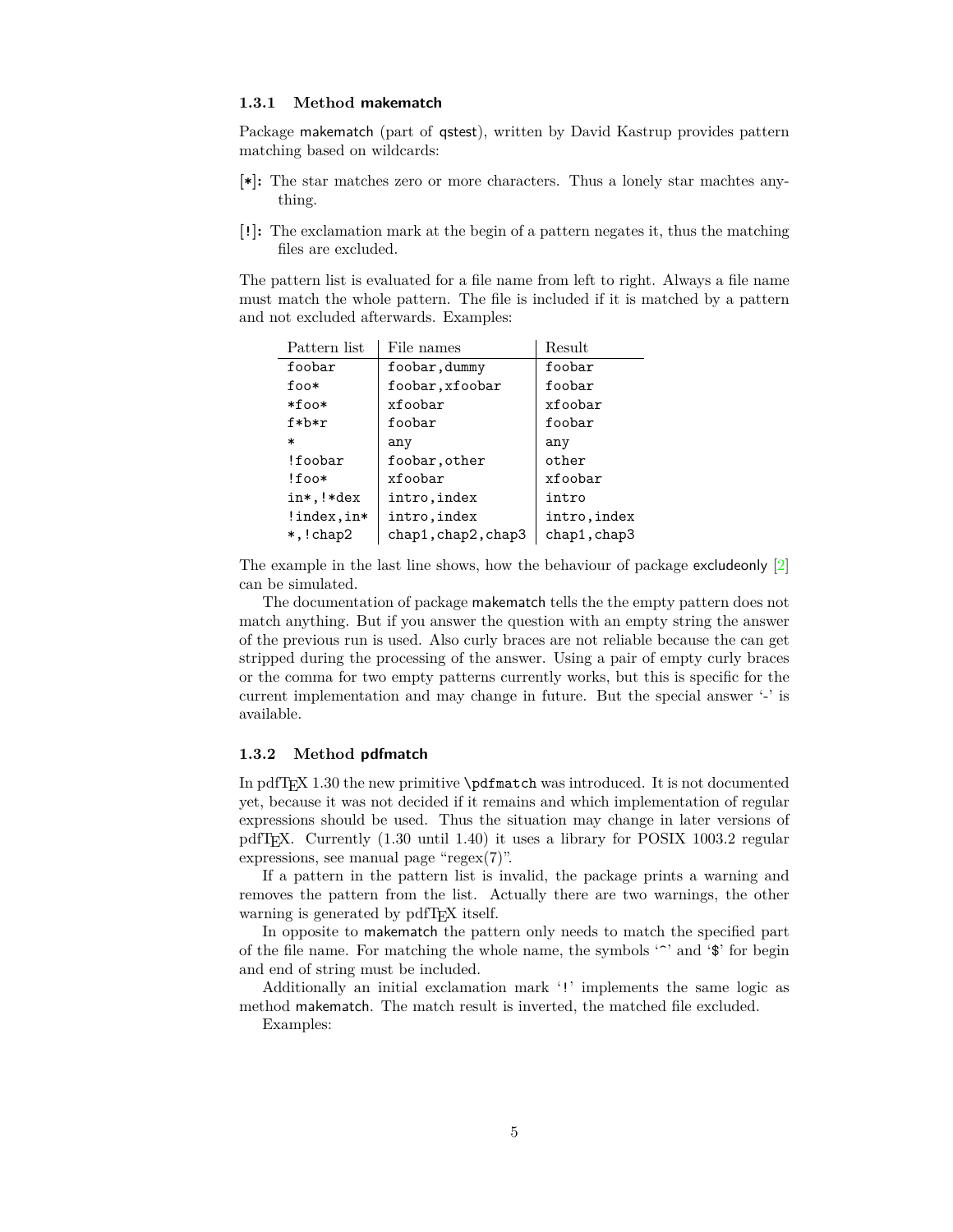### 1.3.1 Method makematch

Package makematch (part of qstest), written by David Kastrup provides pattern matching based on wildcards:

**[*]:** The star matches zero or more characters. Thus a lonely star machtes anything.

**[!]:** The exclamation mark at the begin of a pattern negates it, thus the matching files are excluded.

The pattern list is evaluated for a file name from left to right. Always a file name must match the whole pattern. The file is included if it is matched by a pattern and not excluded afterwards. Examples:

| Pattern list | File names | Result |
|---|---|---|
| `foobar` | `foobar,dummy` | `foobar` |
| `foo*` | `foobar,xfoobar` | `foobar` |
| `*foo*` | `xfoobar` | `xfoobar` |
| `f*b*r` | `foobar` | `foobar` |
| `*` | `any` | `any` |
| `!foobar` | `foobar,other` | `other` |
| `!foo*` | `xfoobar` | `xfoobar` |
| `in*,!*dex` | `intro,index` | `intro` |
| `!index,in*` | `intro,index` | `intro,index` |
| `*,!chap2` | `chap1,chap2,chap3` | `chap1,chap3` |

The example in the last line shows, how the behaviour of package excludeonly [2] can be simulated.

The documentation of package makematch tells the the empty pattern does not match anything. But if you answer the question with an empty string the answer of the previous run is used. Also curly braces are not reliable because the can get stripped during the processing of the answer. Using a pair of empty curly braces or the comma for two empty patterns currently works, but this is specific for the current implementation and may change in future. But the special answer '-' is available.

### 1.3.2 Method pdfmatch

In pdfTeX 1.30 the new primitive `\pdfmatch` was introduced. It is not documented yet, because it was not decided if it remains and which implementation of regular expressions should be used. Thus the situation may change in later versions of pdfTeX. Currently (1.30 until 1.40) it uses a library for POSIX 1003.2 regular expressions, see manual page "regex(7)".

If a pattern in the pattern list is invalid, the package prints a warning and removes the pattern from the list. Actually there are two warnings, the other warning is generated by pdfTeX itself.

In opposite to makematch the pattern only needs to match the specified part of the file name. For matching the whole name, the symbols '`^`' and '`$`' for begin and end of string must be included.

Additionally an initial exclamation mark '`!`' implements the same logic as method makematch. The match result is inverted, the matched file excluded.

Examples: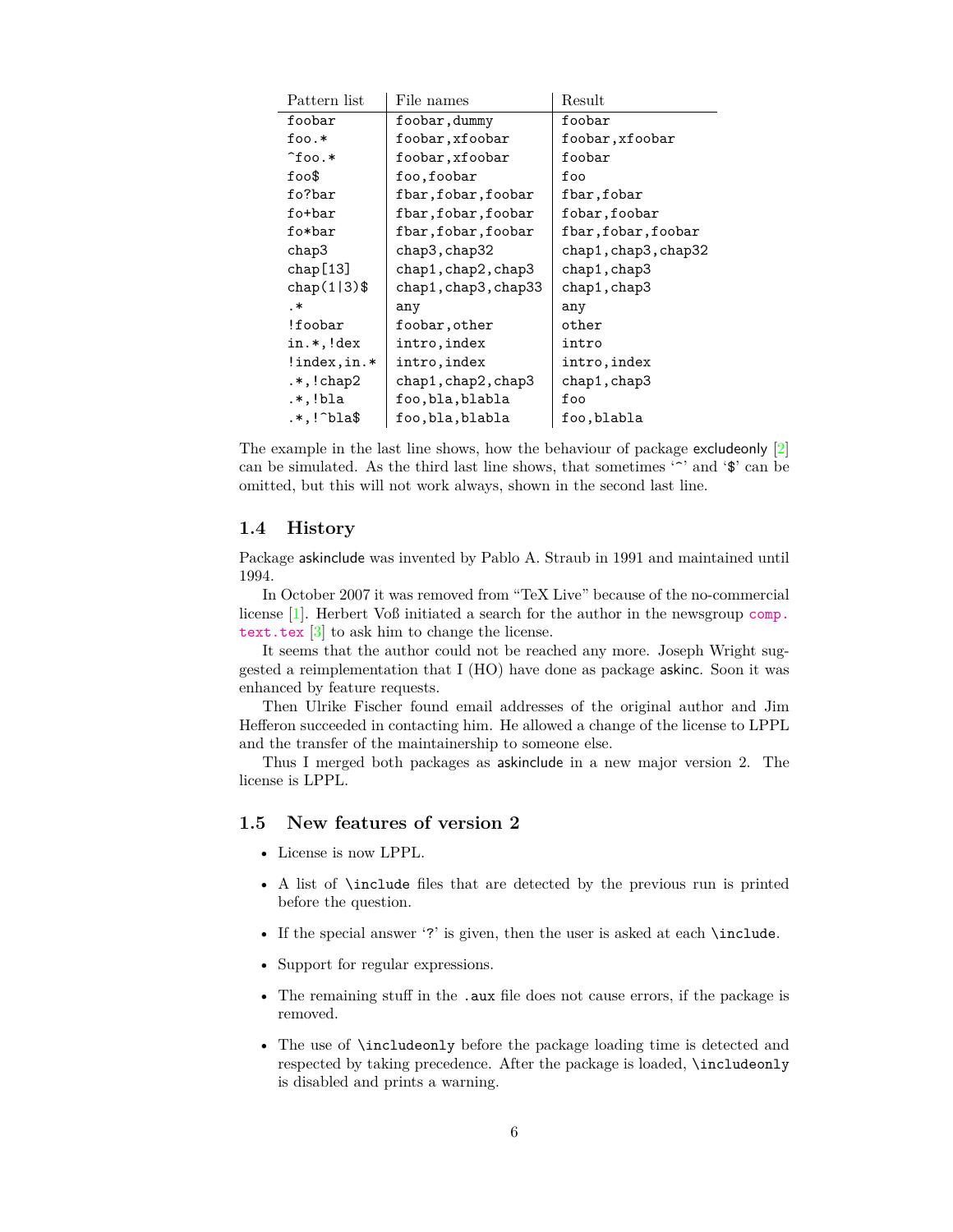| Pattern list | File names | Result |
|---|---|---|
| `foobar` | `foobar,dummy` | `foobar` |
| `foo.*` | `foobar,xfoobar` | `foobar,xfoobar` |
| `^foo.*` | `foobar,xfoobar` | `foobar` |
| `foo$` | `foo,foobar` | `foo` |
| `fo?bar` | `fbar,fobar,foobar` | `fbar,fobar` |
| `fo+bar` | `fbar,fobar,foobar` | `fobar,foobar` |
| `fo*bar` | `fbar,fobar,foobar` | `fbar,fobar,foobar` |
| `chap3` | `chap3,chap32` | `chap1,chap3,chap32` |
| `chap[13]` | `chap1,chap2,chap3` | `chap1,chap3` |
| `chap(1\|3)$` | `chap1,chap3,chap33` | `chap1,chap3` |
| `.*` | `any` | `any` |
| `!foobar` | `foobar,other` | `other` |
| `in.*,!dex` | `intro,index` | `intro` |
| `!index,in.*` | `intro,index` | `intro,index` |
| `.*,!chap2` | `chap1,chap2,chap3` | `chap1,chap3` |
| `.*,!bla` | `foo,bla,blabla` | `foo` |
| `.*,!^bla$` | `foo,bla,blabla` | `foo,blabla` |

The example in the last line shows, how the behaviour of package excludeonly [2] can be simulated. As the third last line shows, that sometimes '`^`' and '`$`' can be omitted, but this will not work always, shown in the second last line.

### 1.4 History

Package askinclude was invented by Pablo A. Straub in 1991 and maintained until 1994.

In October 2007 it was removed from "TeX Live" because of the no-commercial license [1]. Herbert Voß initiated a search for the author in the newsgroup `comp.text.tex` [3] to ask him to change the license.

It seems that the author could not be reached any more. Joseph Wright suggested a reimplementation that I (HO) have done as package askinc. Soon it was enhanced by feature requests.

Then Ulrike Fischer found email addresses of the original author and Jim Hefferon succeeded in contacting him. He allowed a change of the license to LPPL and the transfer of the maintainership to someone else.

Thus I merged both packages as askinclude in a new major version 2. The license is LPPL.

### 1.5 New features of version 2

- License is now LPPL.
- A list of `\include` files that are detected by the previous run is printed before the question.
- If the special answer '`?`' is given, then the user is asked at each `\include`.
- Support for regular expressions.
- The remaining stuff in the `.aux` file does not cause errors, if the package is removed.
- The use of `\includeonly` before the package loading time is detected and respected by taking precedence. After the package is loaded, `\includeonly` is disabled and prints a warning.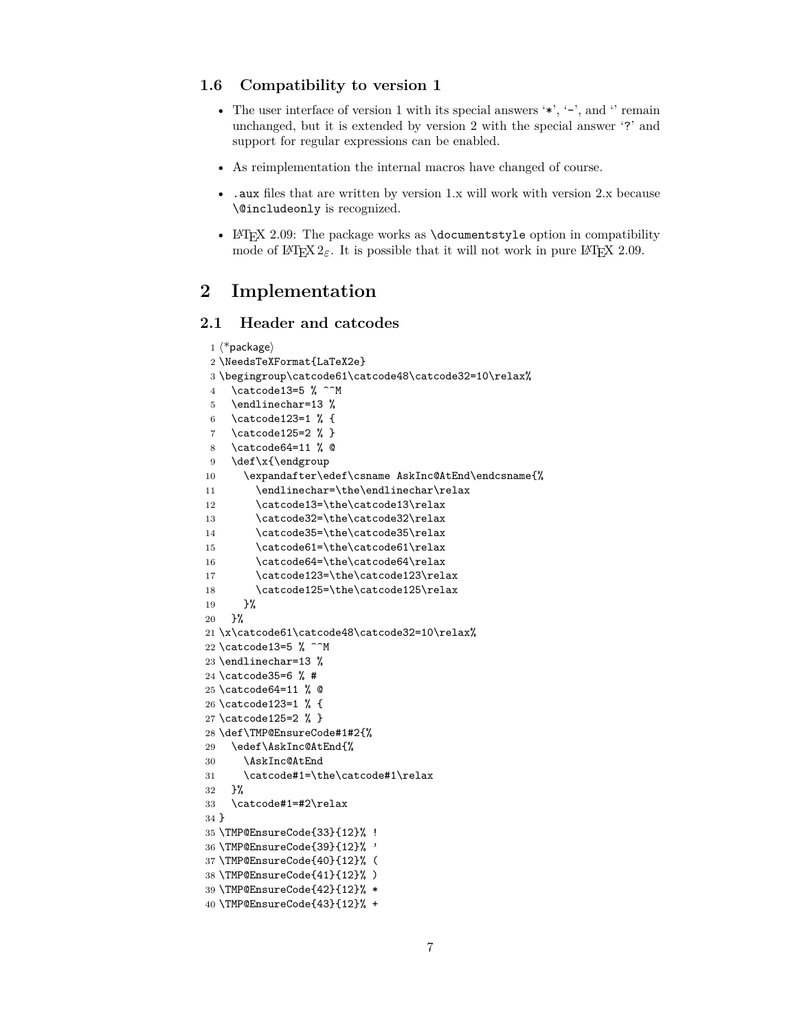### 1.6 Compatibility to version 1

- The user interface of version 1 with its special answers '`*`', '`-`', and '' remain unchanged, but it is extended by version 2 with the special answer '`?`' and support for regular expressions can be enabled.
- As reimplementation the internal macros have changed of course.
- `.aux` files that are written by version 1.x will work with version 2.x because `\@includeonly` is recognized.
- LaTeX 2.09: The package works as `\documentstyle` option in compatibility mode of LaTeX $2_\varepsilon$. It is possible that it will not work in pure LaTeX 2.09.

## 2 Implementation

### 2.1 Header and catcodes

```
 1 <*package>
 2 \NeedsTeXFormat{LaTeX2e}
 3 \begingroup\catcode61\catcode48\catcode32=10\relax%
 4   \catcode13=5 % ^^M
 5   \endlinechar=13 %
 6   \catcode123=1 % {
 7   \catcode125=2 % }
 8   \catcode64=11 % @
 9   \def\x{\endgroup
10     \expandafter\edef\csname AskInc@AtEnd\endcsname{%
11       \endlinechar=\the\endlinechar\relax
12       \catcode13=\the\catcode13\relax
13       \catcode32=\the\catcode32\relax
14       \catcode35=\the\catcode35\relax
15       \catcode61=\the\catcode61\relax
16       \catcode64=\the\catcode64\relax
17       \catcode123=\the\catcode123\relax
18       \catcode125=\the\catcode125\relax
19     }%
20   }%
21 \x\catcode61\catcode48\catcode32=10\relax%
22 \catcode13=5 % ^^M
23 \endlinechar=13 %
24 \catcode35=6 % #
25 \catcode64=11 % @
26 \catcode123=1 % {
27 \catcode125=2 % }
28 \def\TMP@EnsureCode#1#2{%
29   \edef\AskInc@AtEnd{%
30     \AskInc@AtEnd
31     \catcode#1=\the\catcode#1\relax
32   }%
33   \catcode#1=#2\relax
34 }
35 \TMP@EnsureCode{33}{12}% !
36 \TMP@EnsureCode{39}{12}% '
37 \TMP@EnsureCode{40}{12}% (
38 \TMP@EnsureCode{41}{12}% )
39 \TMP@EnsureCode{42}{12}% *
40 \TMP@EnsureCode{43}{12}% +
```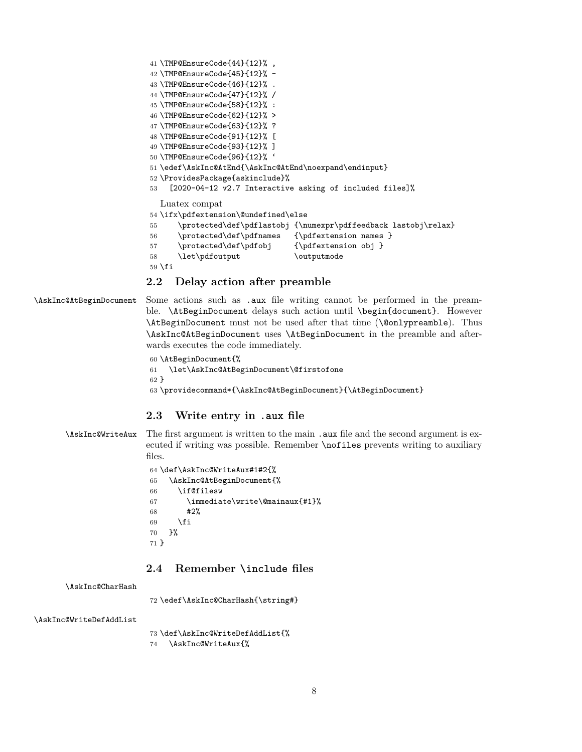```
41 \TMP@EnsureCode{44}{12}% ,
42 \TMP@EnsureCode{45}{12}% -
43 \TMP@EnsureCode{46}{12}% .
44 \TMP@EnsureCode{47}{12}% /
45 \TMP@EnsureCode{58}{12}% :
46 \TMP@EnsureCode{62}{12}% >
47 \TMP@EnsureCode{63}{12}% ?
48 \TMP@EnsureCode{91}{12}% [
49 \TMP@EnsureCode{93}{12}% ]
50 \TMP@EnsureCode{96}{12}% `
51 \edef\AskInc@AtEnd{\AskInc@AtEnd\noexpand\endinput}
52 \ProvidesPackage{askinclude}%
53   [2020-04-12 v2.7 Interactive asking of included files]%
```

Luatex compat

```
54 \ifx\pdfextension\@undefined\else
55    \protected\def\pdflastobj {\numexpr\pdffeedback lastobj\relax}
56    \protected\def\pdfnames   {\pdfextension names }
57    \protected\def\pdfobj     {\pdfextension obj }
58    \let\pdfoutput            \outputmode
59 \fi
```

## 2.2 Delay action after preamble

`\AskInc@AtBeginDocument` Some actions such as `.aux` file writing cannot be performed in the preamble. `\AtBeginDocument` delays such action until `\begin{document}`. However `\AtBeginDocument` must not be used after that time (`\@onlypreamble`). Thus `\AskInc@AtBeginDocument` uses `\AtBeginDocument` in the preamble and afterwards executes the code immediately.

```
60 \AtBeginDocument{%
61   \let\AskInc@AtBeginDocument\@firstofone
62 }
63 \providecommand*{\AskInc@AtBeginDocument}{\AtBeginDocument}
```

## 2.3 Write entry in .aux file

`\AskInc@WriteAux` The first argument is written to the main `.aux` file and the second argument is executed if writing was possible. Remember `\nofiles` prevents writing to auxiliary files.

```
64 \def\AskInc@WriteAux#1#2{%
65   \AskInc@AtBeginDocument{%
66     \if@filesw
67       \immediate\write\@mainaux{#1}%
68       #2%
69     \fi
70   }%
71 }
```

## 2.4 Remember \include files

`\AskInc@CharHash`

```
72 \edef\AskInc@CharHash{\string#}
```

`\AskInc@WriteDefAddList`

```
73 \def\AskInc@WriteDefAddList{%
74   \AskInc@WriteAux{%
```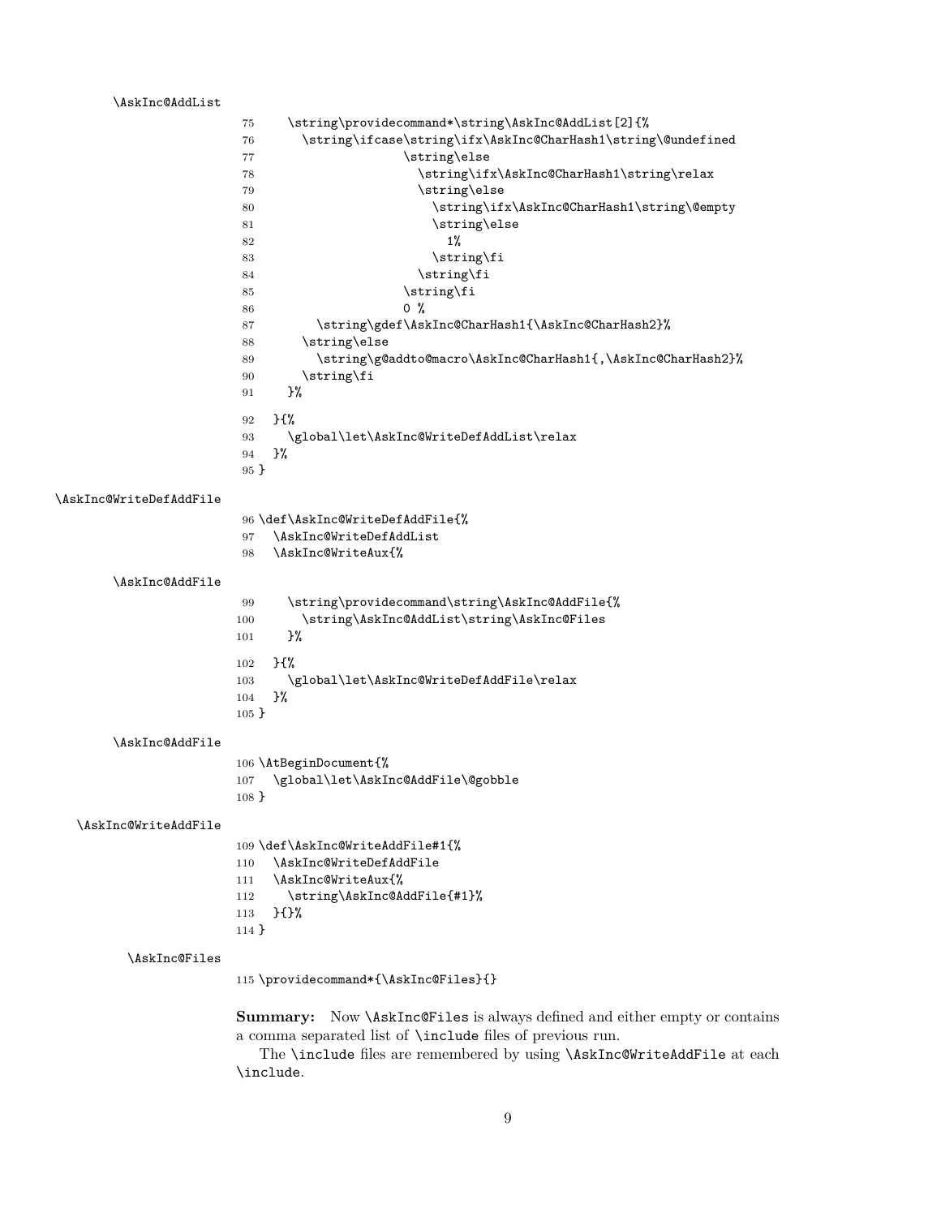\AskInc@AddList

```
75     \string\providecommand*\string\AskInc@AddList[2]{%
76       \string\ifcase\string\ifx\AskInc@CharHash1\string\@undefined
77                     \string\else
78                       \string\ifx\AskInc@CharHash1\string\relax
79                       \string\else
80                         \string\ifx\AskInc@CharHash1\string\@empty
81                         \string\else
82                           1%
83                         \string\fi
84                       \string\fi
85                     \string\fi
86                     0 %
87         \string\gdef\AskInc@CharHash1{\AskInc@CharHash2}%
88       \string\else
89         \string\g@addto@macro\AskInc@CharHash1{,\AskInc@CharHash2}%
90       \string\fi
91     }%
92   }{%
93     \global\let\AskInc@WriteDefAddList\relax
94   }%
95 }
```

\AskInc@WriteDefAddFile

```
96 \def\AskInc@WriteDefAddFile{%
97   \AskInc@WriteDefAddList
98   \AskInc@WriteAux{%
```

\AskInc@AddFile

```
99     \string\providecommand\string\AskInc@AddFile{%
100      \string\AskInc@AddList\string\AskInc@Files
101    }%
102  }{%
103    \global\let\AskInc@WriteDefAddFile\relax
104  }%
105 }
```

\AskInc@AddFile

```
106 \AtBeginDocument{%
107   \global\let\AskInc@AddFile\@gobble
108 }
```

\AskInc@WriteAddFile

```
109 \def\AskInc@WriteAddFile#1{%
110   \AskInc@WriteDefAddFile
111   \AskInc@WriteAux{%
112     \string\AskInc@AddFile{#1}%
113   }{}%
114 }
```

\AskInc@Files

```
115 \providecommand*{\AskInc@Files}{}
```

**Summary:** Now \AskInc@Files is always defined and either empty or contains a comma separated list of \include files of previous run.

The \include files are remembered by using \AskInc@WriteAddFile at each \include.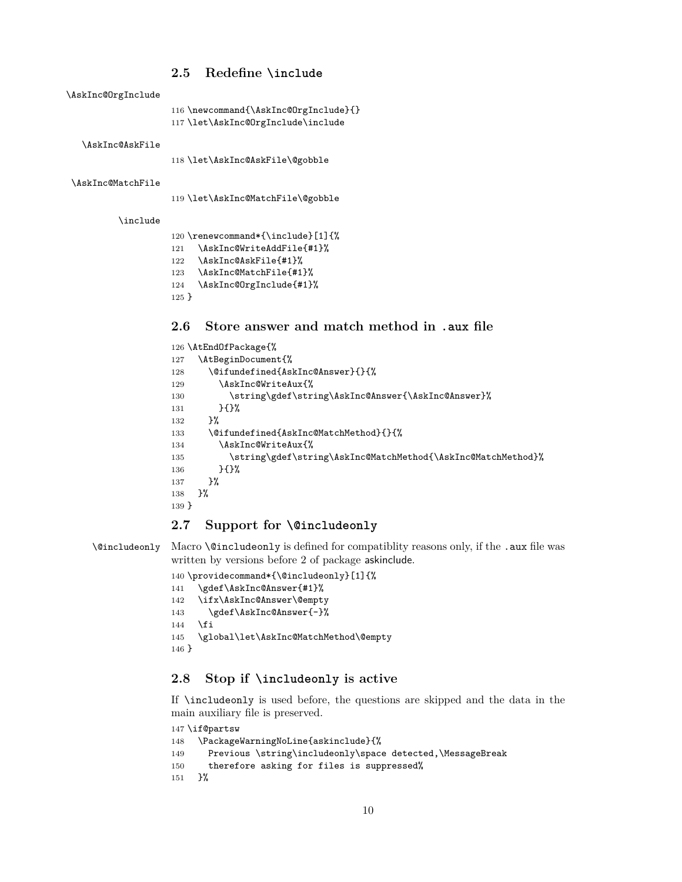## 2.5 Redefine `\include`

`\AskInc@OrgInclude`

```
116 \newcommand{\AskInc@OrgInclude}{}
117 \let\AskInc@OrgInclude\include
```

`\AskInc@AskFile`

```
118 \let\AskInc@AskFile\@gobble
```

`\AskInc@MatchFile`

```
119 \let\AskInc@MatchFile\@gobble
```

`\include`

```
120 \renewcommand*{\include}[1]{%
121   \AskInc@WriteAddFile{#1}%
122   \AskInc@AskFile{#1}%
123   \AskInc@MatchFile{#1}%
124   \AskInc@OrgInclude{#1}%
125 }
```

## 2.6 Store answer and match method in `.aux` file

```
126 \AtEndOfPackage{%
127   \AtBeginDocument{%
128     \@ifundefined{AskInc@Answer}{}{%
129       \AskInc@WriteAux{%
130         \string\gdef\string\AskInc@Answer{\AskInc@Answer}%
131       }{}%
132     }%
133     \@ifundefined{AskInc@MatchMethod}{}{%
134       \AskInc@WriteAux{%
135         \string\gdef\string\AskInc@MatchMethod{\AskInc@MatchMethod}%
136       }{}%
137     }%
138   }%
139 }
```

## 2.7 Support for `\@includeonly`

`\@includeonly` Macro `\@includeonly` is defined for compatiblity reasons only, if the `.aux` file was written by versions before 2 of package askinclude.

```
140 \providecommand*{\@includeonly}[1]{%
141   \gdef\AskInc@Answer{#1}%
142   \ifx\AskInc@Answer\@empty
143     \gdef\AskInc@Answer{-}%
144   \fi
145   \global\let\AskInc@MatchMethod\@empty
146 }
```

## 2.8 Stop if `\includeonly` is active

If `\includeonly` is used before, the questions are skipped and the data in the main auxiliary file is preserved.

```
147 \if@partsw
148   \PackageWarningNoLine{askinclude}{%
149     Previous \string\includeonly\space detected,\MessageBreak
150     therefore asking for files is suppressed%
151   }%
```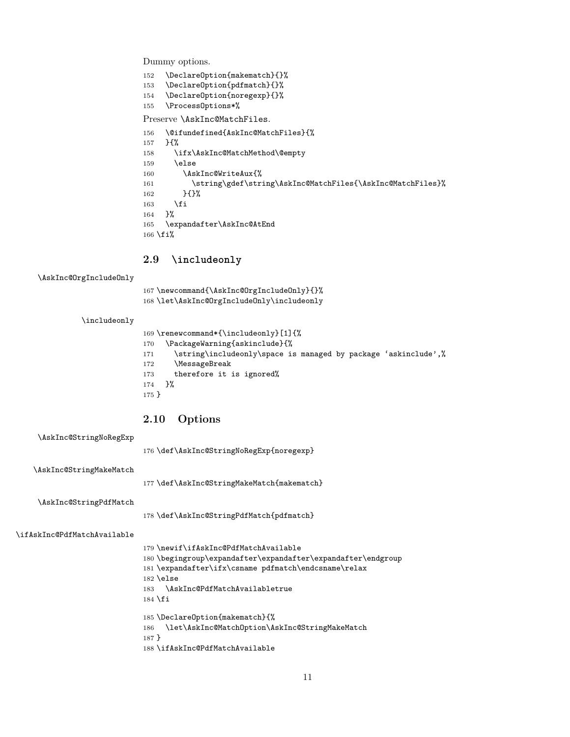Dummy options.

```
152   \DeclareOption{makematch}{}%
153   \DeclareOption{pdfmatch}{}%
154   \DeclareOption{noregexp}{}%
155   \ProcessOptions*%
```

Preserve \AskInc@MatchFiles.

```
156   \@ifundefined{AskInc@MatchFiles}{%
157   }{%
158     \ifx\AskInc@MatchMethod\@empty
159     \else
160       \AskInc@WriteAux{%
161         \string\gdef\string\AskInc@MatchFiles{\AskInc@MatchFiles}%
162       }{}%
163     \fi
164   }%
165   \expandafter\AskInc@AtEnd
166 \fi%
```

## 2.9 \includeonly

\AskInc@OrgIncludeOnly

```
167 \newcommand{\AskInc@OrgIncludeOnly}{}%
168 \let\AskInc@OrgIncludeOnly\includeonly
```

\includeonly

```
169 \renewcommand*{\includeonly}[1]{%
170   \PackageWarning{askinclude}{%
171     \string\includeonly\space is managed by package 'askinclude',%
172     \MessageBreak
173     therefore it is ignored%
174   }%
175 }
```

## 2.10 Options

\AskInc@StringNoRegExp

```
176 \def\AskInc@StringNoRegExp{noregexp}
```

\AskInc@StringMakeMatch

```
177 \def\AskInc@StringMakeMatch{makematch}
```

\AskInc@StringPdfMatch

```
178 \def\AskInc@StringPdfMatch{pdfmatch}
```

\ifAskInc@PdfMatchAvailable

```
179 \newif\ifAskInc@PdfMatchAvailable
180 \begingroup\expandafter\expandafter\expandafter\endgroup
181 \expandafter\ifx\csname pdfmatch\endcsname\relax
182 \else
183   \AskInc@PdfMatchAvailabletrue
184 \fi

185 \DeclareOption{makematch}{%
186   \let\AskInc@MatchOption\AskInc@StringMakeMatch
187 }
188 \ifAskInc@PdfMatchAvailable
```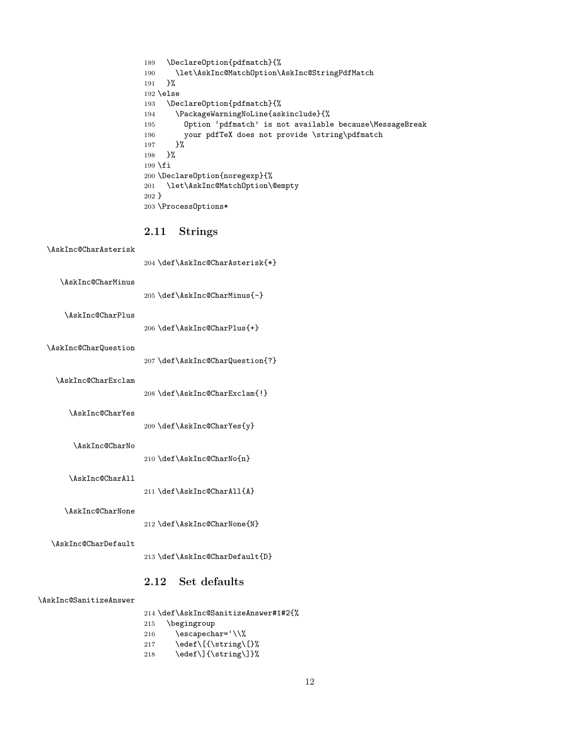```
189   \DeclareOption{pdfmatch}{%
190     \let\AskInc@MatchOption\AskInc@StringPdfMatch
191   }%
192 \else
193   \DeclareOption{pdfmatch}{%
194     \PackageWarningNoLine{askinclude}{%
195       Option `pdfmatch' is not available because\MessageBreak
196       your pdfTeX does not provide \string\pdfmatch
197     }%
198   }%
199 \fi
200 \DeclareOption{noregexp}{%
201   \let\AskInc@MatchOption\@empty
202 }
203 \ProcessOptions*
```

## 2.11 Strings

\AskInc@CharAsterisk

```
204 \def\AskInc@CharAsterisk{*}
```

\AskInc@CharMinus

```
205 \def\AskInc@CharMinus{-}
```

\AskInc@CharPlus

```
206 \def\AskInc@CharPlus{+}
```

\AskInc@CharQuestion

```
207 \def\AskInc@CharQuestion{?}
```

\AskInc@CharExclam

```
208 \def\AskInc@CharExclam{!}
```

\AskInc@CharYes

```
209 \def\AskInc@CharYes{y}
```

\AskInc@CharNo

```
210 \def\AskInc@CharNo{n}
```

\AskInc@CharAll

```
211 \def\AskInc@CharAll{A}
```

\AskInc@CharNone

```
212 \def\AskInc@CharNone{N}
```

\AskInc@CharDefault

```
213 \def\AskInc@CharDefault{D}
```

## 2.12 Set defaults

\AskInc@SanitizeAnswer

```
214 \def\AskInc@SanitizeAnswer#1#2{%
215   \begingroup
216     \escapechar=`\\%
217     \edef\[{\string\[}%
218     \edef\]{\string\]}%
```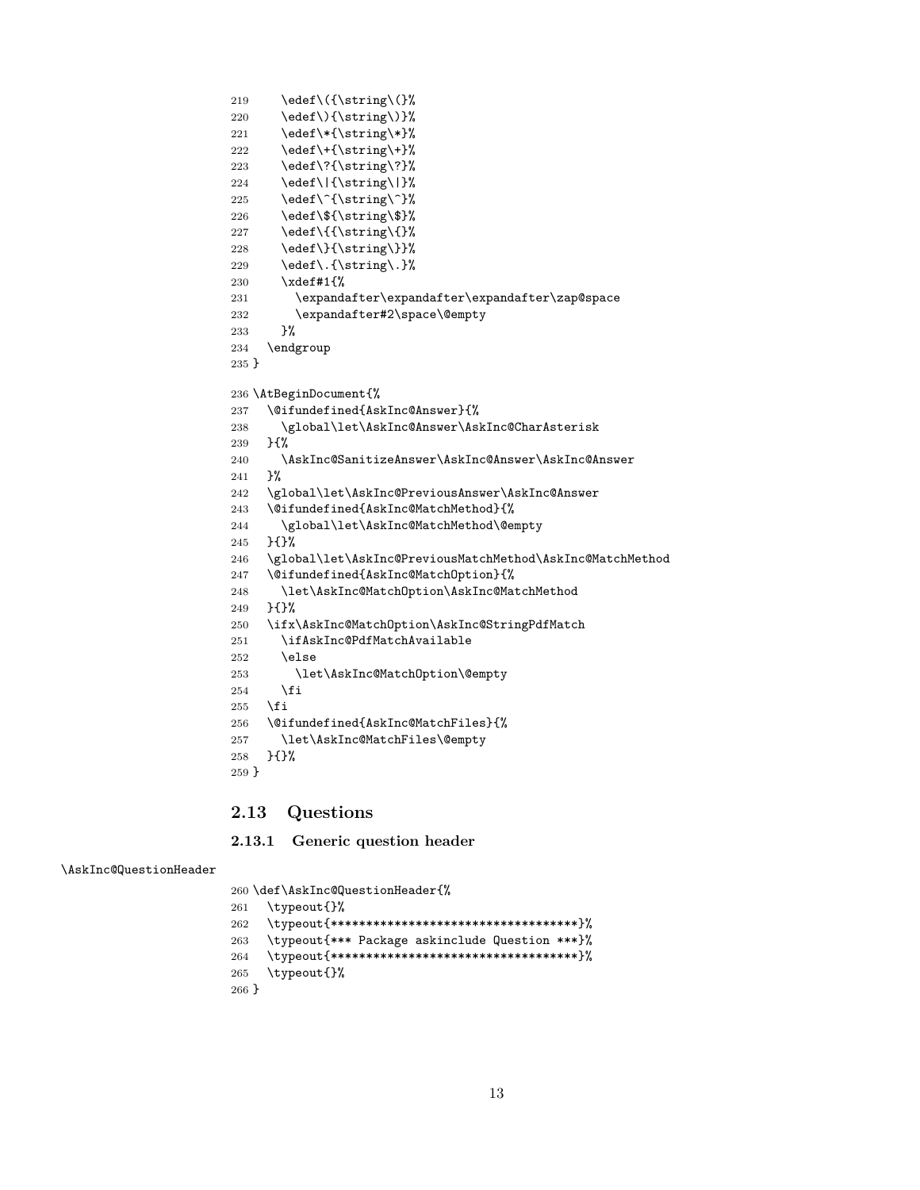```
219     \edef\({\string\(}%
220     \edef\){\string\)}%
221     \edef\*{\string\*}%
222     \edef\+{\string\+}%
223     \edef\?{\string\?}%
224     \edef\|{\string\|}%
225     \edef\^{\string\^}%
226     \edef\${\string\$}%
227     \edef\{{\string\{}%
228     \edef\}{\string\}}%
229     \edef\.{\string\.}%
230     \xdef#1{%
231       \expandafter\expandafter\expandafter\zap@space
232       \expandafter#2\space\@empty
233     }%
234   \endgroup
235 }
236 \AtBeginDocument{%
237   \@ifundefined{AskInc@Answer}{%
238     \global\let\AskInc@Answer\AskInc@CharAsterisk
239   }{%
240     \AskInc@SanitizeAnswer\AskInc@Answer\AskInc@Answer
241   }%
242   \global\let\AskInc@PreviousAnswer\AskInc@Answer
243   \@ifundefined{AskInc@MatchMethod}{%
244     \global\let\AskInc@MatchMethod\@empty
245   }{}%
246   \global\let\AskInc@PreviousMatchMethod\AskInc@MatchMethod
247   \@ifundefined{AskInc@MatchOption}{%
248     \let\AskInc@MatchOption\AskInc@MatchMethod
249   }{}%
250   \ifx\AskInc@MatchOption\AskInc@StringPdfMatch
251     \ifAskInc@PdfMatchAvailable
252     \else
253       \let\AskInc@MatchOption\@empty
254     \fi
255   \fi
256   \@ifundefined{AskInc@MatchFiles}{%
257     \let\AskInc@MatchFiles\@empty
258   }{}%
259 }
```

## 2.13 Questions

### 2.13.1 Generic question header

\AskInc@QuestionHeader

```
260 \def\AskInc@QuestionHeader{%
261   \typeout{}%
262   \typeout{************************************}%
263   \typeout{*** Package askinclude Question ***}%
264   \typeout{************************************}%
265   \typeout{}%
266 }
```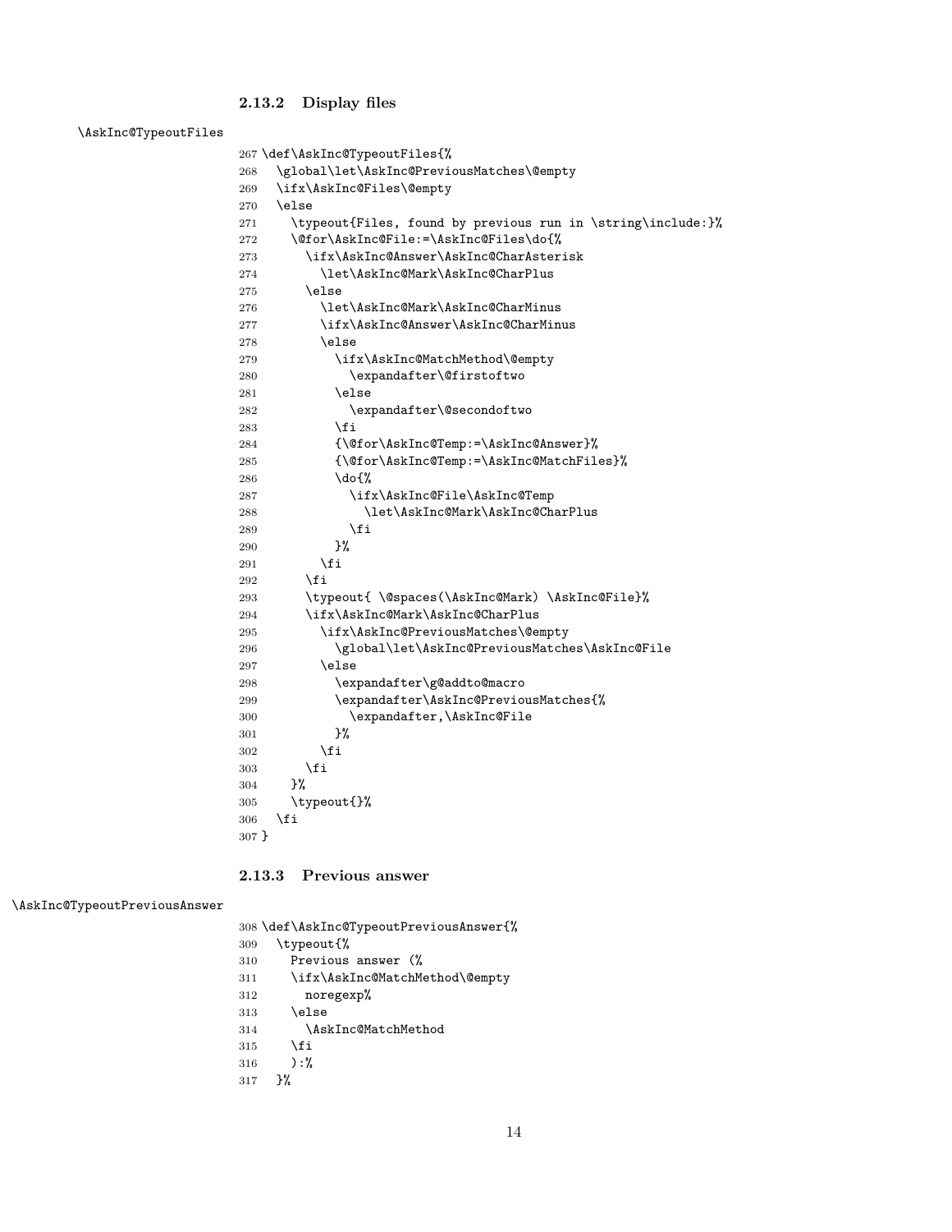### 2.13.2 Display files

\AskInc@TypeoutFiles

```
267 \def\AskInc@TypeoutFiles{%
268   \global\let\AskInc@PreviousMatches\@empty
269   \ifx\AskInc@Files\@empty
270   \else
271     \typeout{Files, found by previous run in \string\include:}%
272     \@for\AskInc@File:=\AskInc@Files\do{%
273       \ifx\AskInc@Answer\AskInc@CharAsterisk
274         \let\AskInc@Mark\AskInc@CharPlus
275       \else
276         \let\AskInc@Mark\AskInc@CharMinus
277         \ifx\AskInc@Answer\AskInc@CharMinus
278         \else
279           \ifx\AskInc@MatchMethod\@empty
280             \expandafter\@firstoftwo
281           \else
282             \expandafter\@secondoftwo
283           \fi
284           {\@for\AskInc@Temp:=\AskInc@Answer}%
285           {\@for\AskInc@Temp:=\AskInc@MatchFiles}%
286           \do{%
287             \ifx\AskInc@File\AskInc@Temp
288               \let\AskInc@Mark\AskInc@CharPlus
289             \fi
290           }%
291         \fi
292       \fi
293       \typeout{ \@spaces(\AskInc@Mark) \AskInc@File}%
294       \ifx\AskInc@Mark\AskInc@CharPlus
295         \ifx\AskInc@PreviousMatches\@empty
296           \global\let\AskInc@PreviousMatches\AskInc@File
297         \else
298           \expandafter\g@addto@macro
299           \expandafter\AskInc@PreviousMatches{%
300             \expandafter,\AskInc@File
301           }%
302         \fi
303       \fi
304     }%
305     \typeout{}%
306   \fi
307 }
```

### 2.13.3 Previous answer

\AskInc@TypeoutPreviousAnswer

```
308 \def\AskInc@TypeoutPreviousAnswer{%
309   \typeout{%
310     Previous answer (%
311     \ifx\AskInc@MatchMethod\@empty
312       noregexp%
313     \else
314       \AskInc@MatchMethod
315     \fi
316     ):%
317   }%
```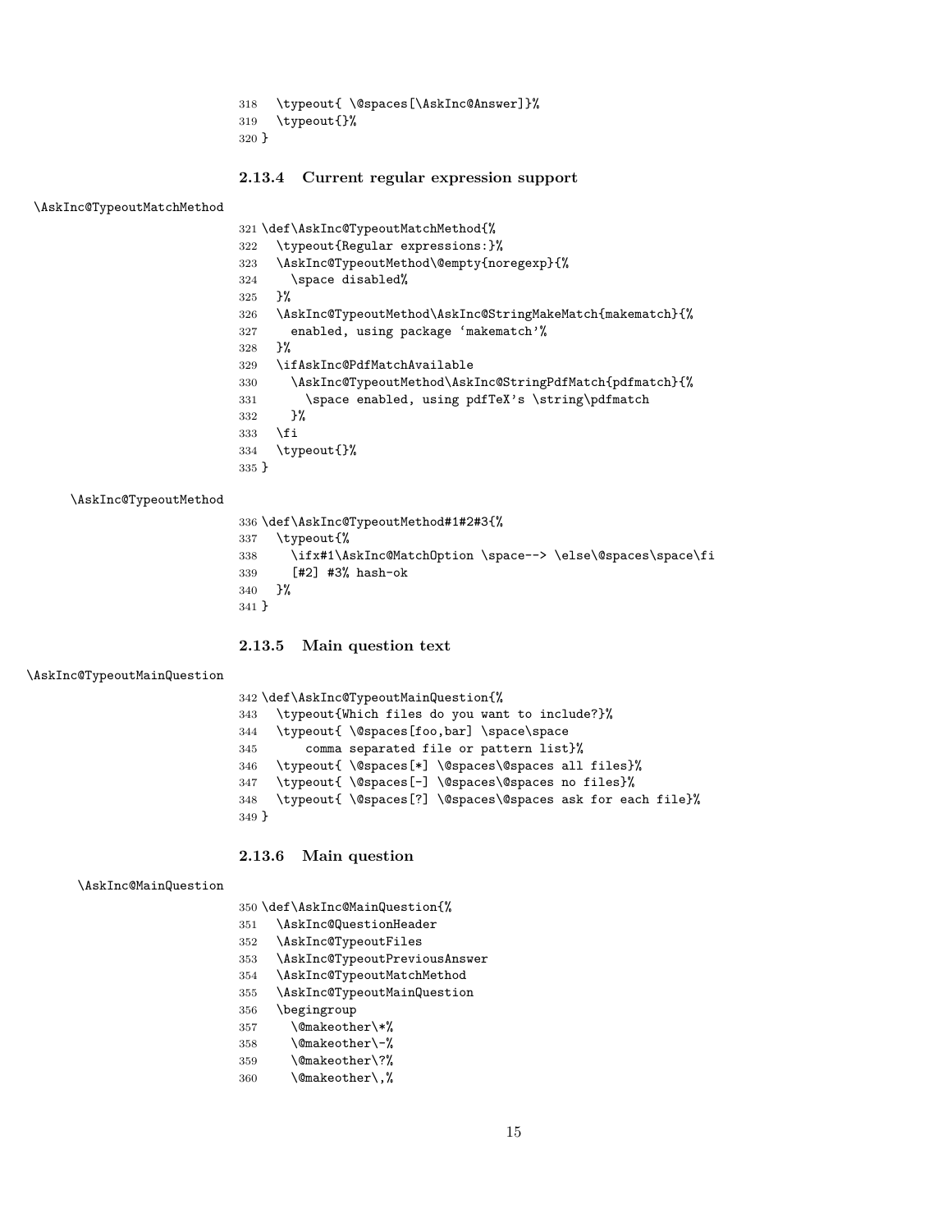```
318   \typeout{ \@spaces[\AskInc@Answer]}%
319   \typeout{}%
320 }
```

#### 2.13.4 Current regular expression support

\AskInc@TypeoutMatchMethod

```
321 \def\AskInc@TypeoutMatchMethod{%
322   \typeout{Regular expressions:}%
323   \AskInc@TypeoutMethod\@empty{noregexp}{%
324     \space disabled%
325   }%
326   \AskInc@TypeoutMethod\AskInc@StringMakeMatch{makematch}{%
327     enabled, using package 'makematch'%
328   }%
329   \ifAskInc@PdfMatchAvailable
330     \AskInc@TypeoutMethod\AskInc@StringPdfMatch{pdfmatch}{%
331       \space enabled, using pdfTeX's \string\pdfmatch
332     }%
333   \fi
334   \typeout{}%
335 }
```

\AskInc@TypeoutMethod

```
336 \def\AskInc@TypeoutMethod#1#2#3{%
337   \typeout{%
338     \ifx#1\AskInc@MatchOption \space--> \else\@spaces\space\fi
339     [#2] #3% hash-ok
340   }%
341 }
```

#### 2.13.5 Main question text

\AskInc@TypeoutMainQuestion

```
342 \def\AskInc@TypeoutMainQuestion{%
343   \typeout{Which files do you want to include?}%
344   \typeout{ \@spaces[foo,bar] \space\space
345       comma separated file or pattern list}%
346   \typeout{ \@spaces[*] \@spaces\@spaces all files}%
347   \typeout{ \@spaces[-] \@spaces\@spaces no files}%
348   \typeout{ \@spaces[?] \@spaces\@spaces ask for each file}%
349 }
```

#### 2.13.6 Main question

\AskInc@MainQuestion

```
350 \def\AskInc@MainQuestion{%
351   \AskInc@QuestionHeader
352   \AskInc@TypeoutFiles
353   \AskInc@TypeoutPreviousAnswer
354   \AskInc@TypeoutMatchMethod
355   \AskInc@TypeoutMainQuestion
356   \begingroup
357     \@makeother\*%
358     \@makeother\-%
359     \@makeother\?%
360     \@makeother\,%
```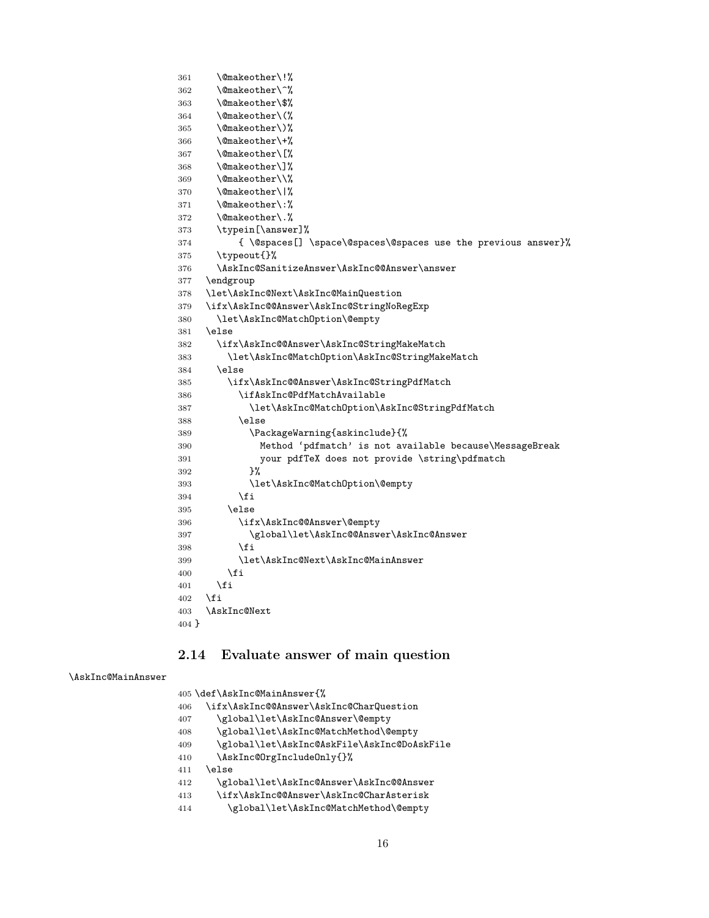```
361     \@makeother\!%
362     \@makeother\~%
363     \@makeother\$%
364     \@makeother\(%
365     \@makeother\)%
366     \@makeother\+%
367     \@makeother\[%
368     \@makeother\]%
369     \@makeother\\%
370     \@makeother\|%
371     \@makeother\:%
372     \@makeother\.%
373     \typein[\answer]%
374         { \@spaces[] \space\@spaces\@spaces use the previous answer}%
375     \typeout{}%
376     \AskInc@SanitizeAnswer\AskInc@@Answer\answer
377   \endgroup
378   \let\AskInc@Next\AskInc@MainQuestion
379   \ifx\AskInc@@Answer\AskInc@StringNoRegExp
380     \let\AskInc@MatchOption\@empty
381   \else
382     \ifx\AskInc@@Answer\AskInc@StringMakeMatch
383       \let\AskInc@MatchOption\AskInc@StringMakeMatch
384     \else
385       \ifx\AskInc@@Answer\AskInc@StringPdfMatch
386         \ifAskInc@PdfMatchAvailable
387           \let\AskInc@MatchOption\AskInc@StringPdfMatch
388         \else
389           \PackageWarning{askinclude}{%
390             Method `pdfmatch' is not available because\MessageBreak
391             your pdfTeX does not provide \string\pdfmatch
392           }%
393           \let\AskInc@MatchOption\@empty
394         \fi
395       \else
396         \ifx\AskInc@@Answer\@empty
397           \global\let\AskInc@@Answer\AskInc@Answer
398         \fi
399         \let\AskInc@Next\AskInc@MainAnswer
400       \fi
401     \fi
402   \fi
403   \AskInc@Next
404 }
```

## 2.14 Evaluate answer of main question

\AskInc@MainAnswer

```
405 \def\AskInc@MainAnswer{%
406   \ifx\AskInc@@Answer\AskInc@CharQuestion
407     \global\let\AskInc@Answer\@empty
408     \global\let\AskInc@MatchMethod\@empty
409     \global\let\AskInc@AskFile\AskInc@DoAskFile
410     \AskInc@OrgIncludeOnly{}%
411   \else
412     \global\let\AskInc@Answer\AskInc@@Answer
413     \ifx\AskInc@@Answer\AskInc@CharAsterisk
414       \global\let\AskInc@MatchMethod\@empty
```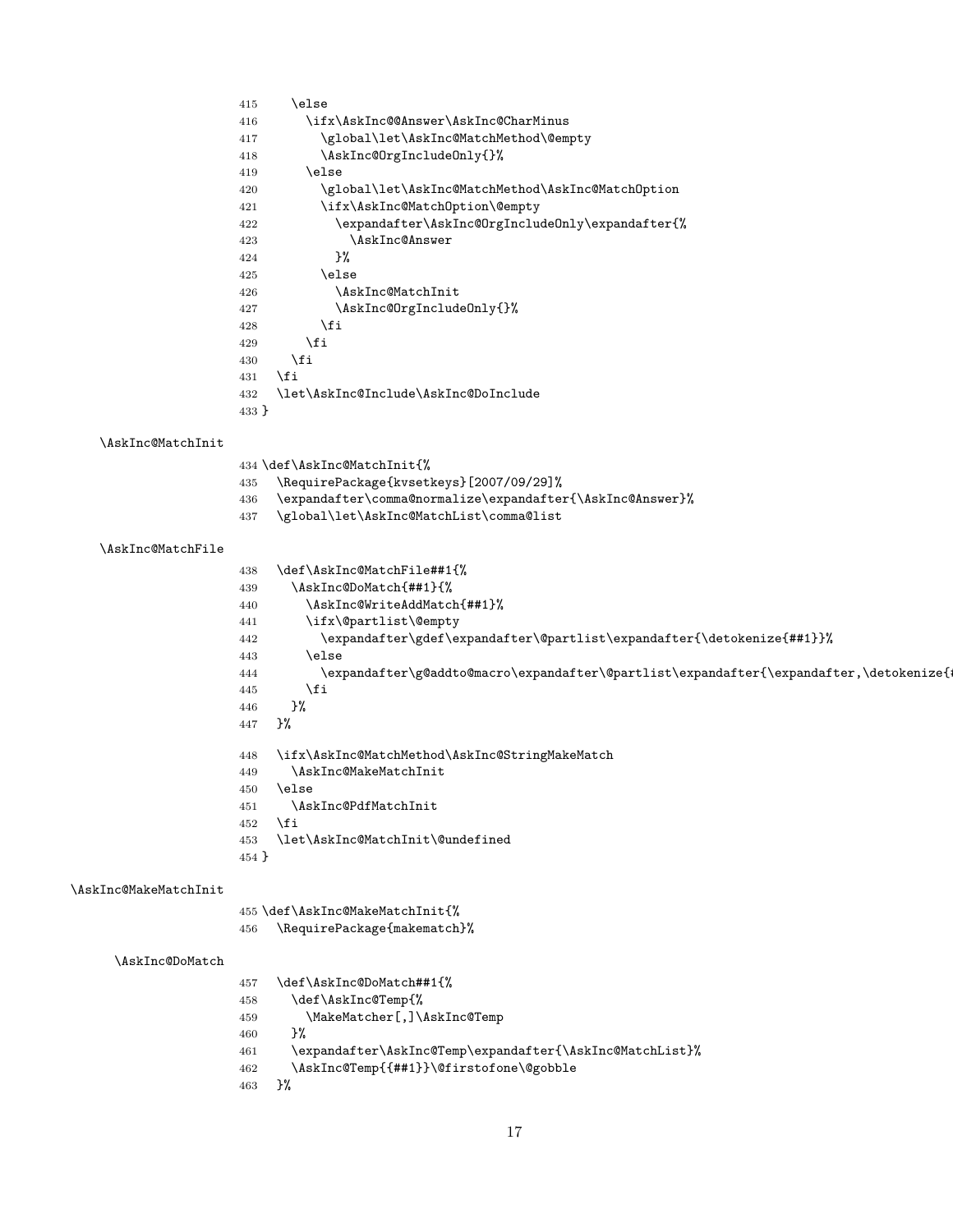```
415     \else
416       \ifx\AskInc@@Answer\AskInc@CharMinus
417         \global\let\AskInc@MatchMethod\@empty
418         \AskInc@OrgIncludeOnly{}%
419       \else
420         \global\let\AskInc@MatchMethod\AskInc@MatchOption
421         \ifx\AskInc@MatchOption\@empty
422           \expandafter\AskInc@OrgIncludeOnly\expandafter{%
423             \AskInc@Answer
424           }%
425         \else
426           \AskInc@MatchInit
427           \AskInc@OrgIncludeOnly{}%
428         \fi
429       \fi
430     \fi
431   \fi
432   \let\AskInc@Include\AskInc@DoInclude
433 }
```

\AskInc@MatchInit

```
434 \def\AskInc@MatchInit{%
435   \RequirePackage{kvsetkeys}[2007/09/29]%
436   \expandafter\comma@normalize\expandafter{\AskInc@Answer}%
437   \global\let\AskInc@MatchList\comma@list
```

\AskInc@MatchFile

```
438   \def\AskInc@MatchFile##1{%
439     \AskInc@DoMatch{##1}{%
440       \AskInc@WriteAddMatch{##1}%
441       \ifx\@partlist\@empty
442         \expandafter\gdef\expandafter\@partlist\expandafter{\detokenize{##1}}%
443       \else
444         \expandafter\g@addto@macro\expandafter\@partlist\expandafter{\expandafter,\detokenize{#
445       \fi
446     }%
447   }%
448   \ifx\AskInc@MatchMethod\AskInc@StringMakeMatch
449     \AskInc@MakeMatchInit
450   \else
451     \AskInc@PdfMatchInit
452   \fi
453   \let\AskInc@MatchInit\@undefined
454 }
```

\AskInc@MakeMatchInit

```
455 \def\AskInc@MakeMatchInit{%
456   \RequirePackage{makematch}%
```

\AskInc@DoMatch

```
457   \def\AskInc@DoMatch##1{%
458     \def\AskInc@Temp{%
459       \MakeMatcher[,]\AskInc@Temp
460     }%
461     \expandafter\AskInc@Temp\expandafter{\AskInc@MatchList}%
462     \AskInc@Temp{{##1}}\@firstofone\@gobble
463   }%
```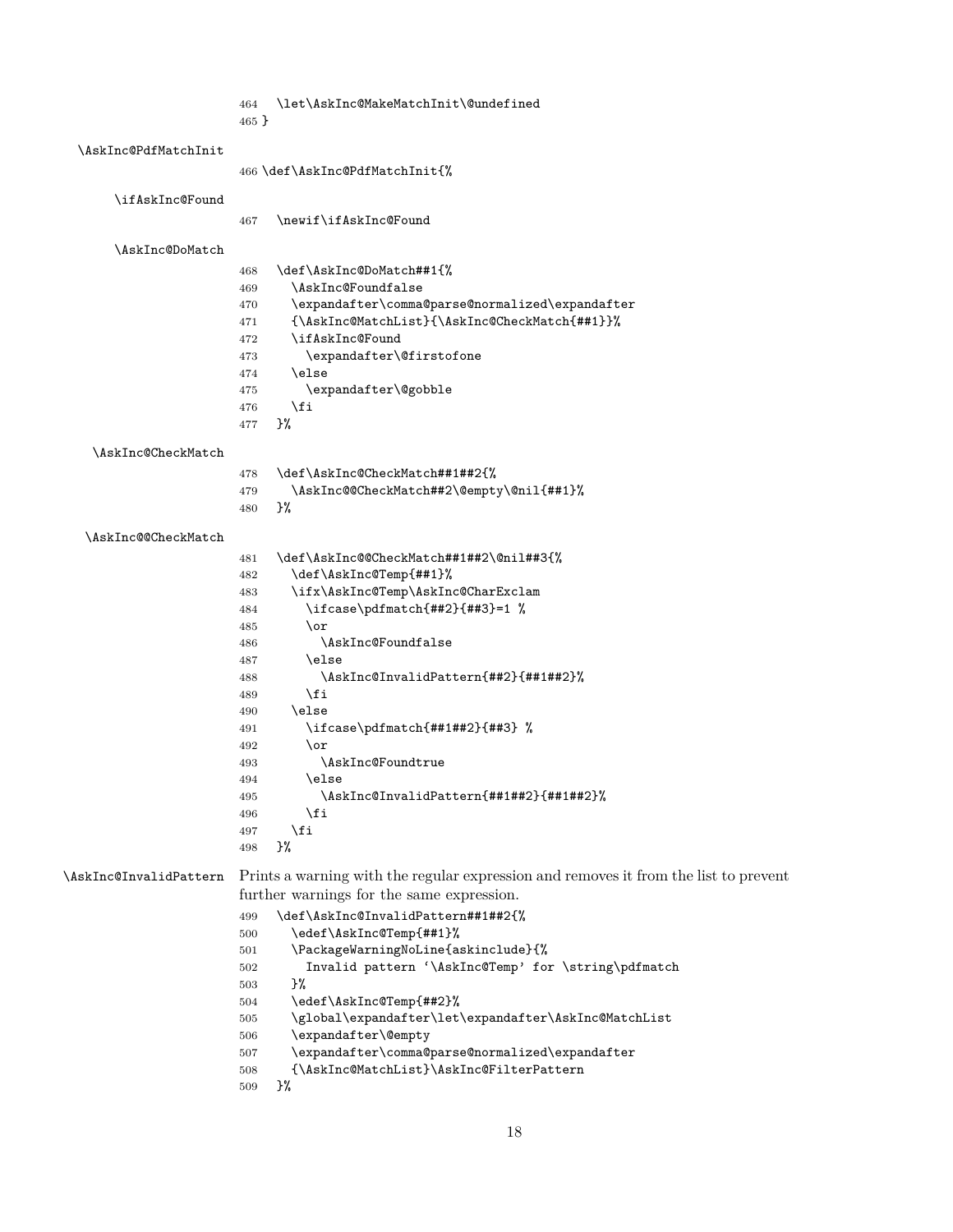```
464   \let\AskInc@MakeMatchInit\@undefined
465 }
```

\AskInc@PdfMatchInit

```
466 \def\AskInc@PdfMatchInit{%
```

\ifAskInc@Found

```
467   \newif\ifAskInc@Found
```

\AskInc@DoMatch

```
468   \def\AskInc@DoMatch##1{%
469     \AskInc@Foundfalse
470     \expandafter\comma@parse@normalized\expandafter
471     {\AskInc@MatchList}{\AskInc@CheckMatch{##1}}%
472     \ifAskInc@Found
473       \expandafter\@firstofone
474     \else
475       \expandafter\@gobble
476     \fi
477   }%
```

\AskInc@CheckMatch

```
478   \def\AskInc@CheckMatch##1##2{%
479     \AskInc@@CheckMatch##2\@empty\@nil{##1}%
480   }%
```

\AskInc@@CheckMatch

```
481   \def\AskInc@@CheckMatch##1##2\@nil##3{%
482     \def\AskInc@Temp{##1}%
483     \ifx\AskInc@Temp\AskInc@CharExclam
484       \ifcase\pdfmatch{##2}{##3}=1 %
485       \or
486         \AskInc@Foundfalse
487       \else
488         \AskInc@InvalidPattern{##2}{##1##2}%
489       \fi
490     \else
491       \ifcase\pdfmatch{##1##2}{##3} %
492       \or
493         \AskInc@Foundtrue
494       \else
495         \AskInc@InvalidPattern{##1##2}{##1##2}%
496       \fi
497     \fi
498   }%
```

\AskInc@InvalidPattern Prints a warning with the regular expression and removes it from the list to prevent further warnings for the same expression.

```
499   \def\AskInc@InvalidPattern##1##2{%
500     \edef\AskInc@Temp{##1}%
501     \PackageWarningNoLine{askinclude}{%
502       Invalid pattern `\AskInc@Temp' for \string\pdfmatch
503     }%
504     \edef\AskInc@Temp{##2}%
505     \global\expandafter\let\expandafter\AskInc@MatchList
506     \expandafter\@empty
507     \expandafter\comma@parse@normalized\expandafter
508     {\AskInc@MatchList}\AskInc@FilterPattern
509   }%
```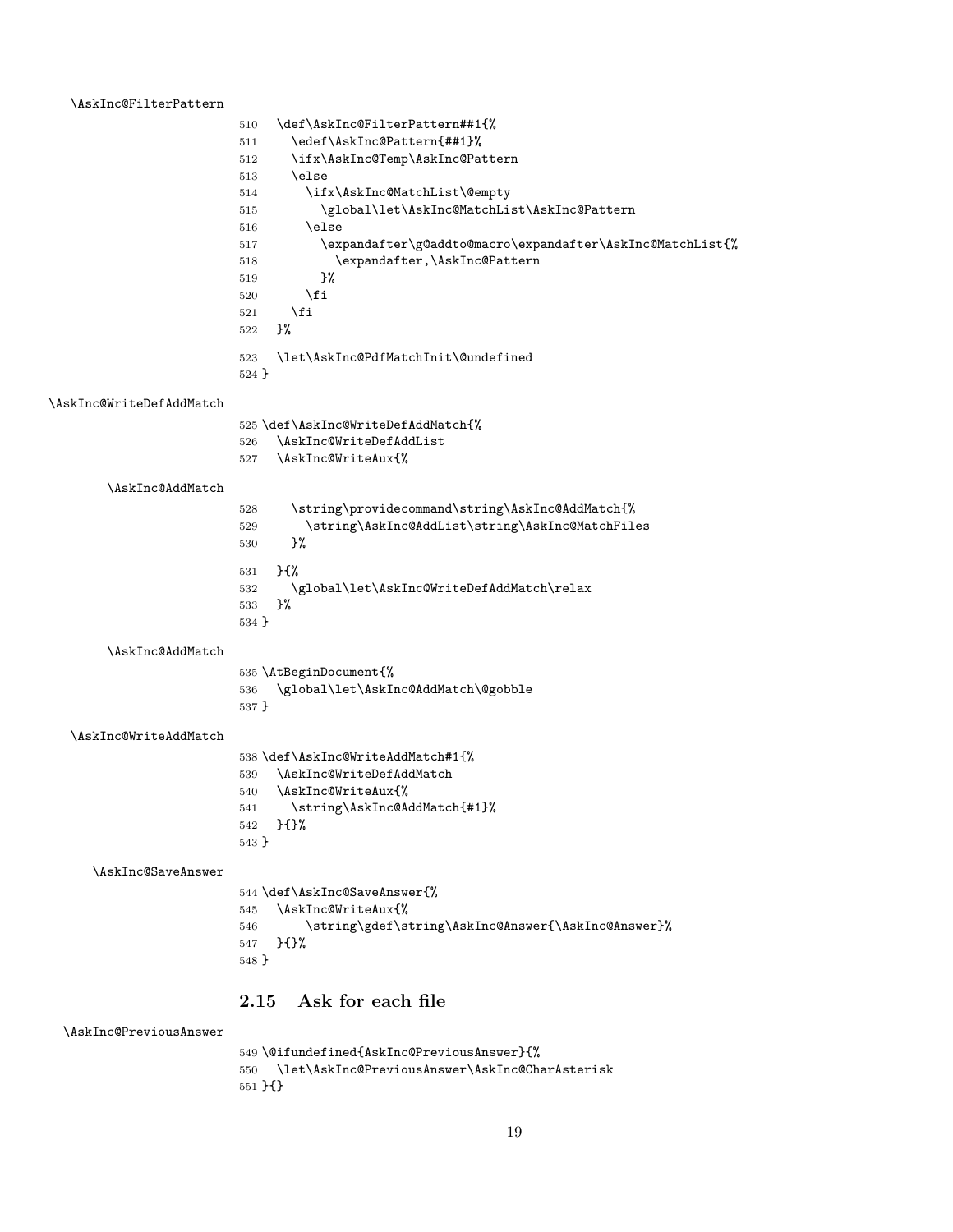\AskInc@FilterPattern

```
510   \def\AskInc@FilterPattern##1{%
511     \edef\AskInc@Pattern{##1}%
512     \ifx\AskInc@Temp\AskInc@Pattern
513     \else
514       \ifx\AskInc@MatchList\@empty
515         \global\let\AskInc@MatchList\AskInc@Pattern
516       \else
517         \expandafter\g@addto@macro\expandafter\AskInc@MatchList{%
518           \expandafter,\AskInc@Pattern
519         }%
520       \fi
521     \fi
522   }%
523   \let\AskInc@PdfMatchInit\@undefined
524 }
```

\AskInc@WriteDefAddMatch

```
525 \def\AskInc@WriteDefAddMatch{%
526   \AskInc@WriteDefAddList
527   \AskInc@WriteAux{%
```

\AskInc@AddMatch

```
528     \string\providecommand\string\AskInc@AddMatch{%
529       \string\AskInc@AddList\string\AskInc@MatchFiles
530     }%
531   }{%
532     \global\let\AskInc@WriteDefAddMatch\relax
533   }%
534 }
```

\AskInc@AddMatch

```
535 \AtBeginDocument{%
536   \global\let\AskInc@AddMatch\@gobble
537 }
```

\AskInc@WriteAddMatch

```
538 \def\AskInc@WriteAddMatch#1{%
539   \AskInc@WriteDefAddMatch
540   \AskInc@WriteAux{%
541     \string\AskInc@AddMatch{#1}%
542   }{}%
543 }
```

\AskInc@SaveAnswer

```
544 \def\AskInc@SaveAnswer{%
545   \AskInc@WriteAux{%
546       \string\gdef\string\AskInc@Answer{\AskInc@Answer}%
547   }{}%
548 }
```

## 2.15 Ask for each file

\AskInc@PreviousAnswer

```
549 \@ifundefined{AskInc@PreviousAnswer}{%
550   \let\AskInc@PreviousAnswer\AskInc@CharAsterisk
551 }{}
```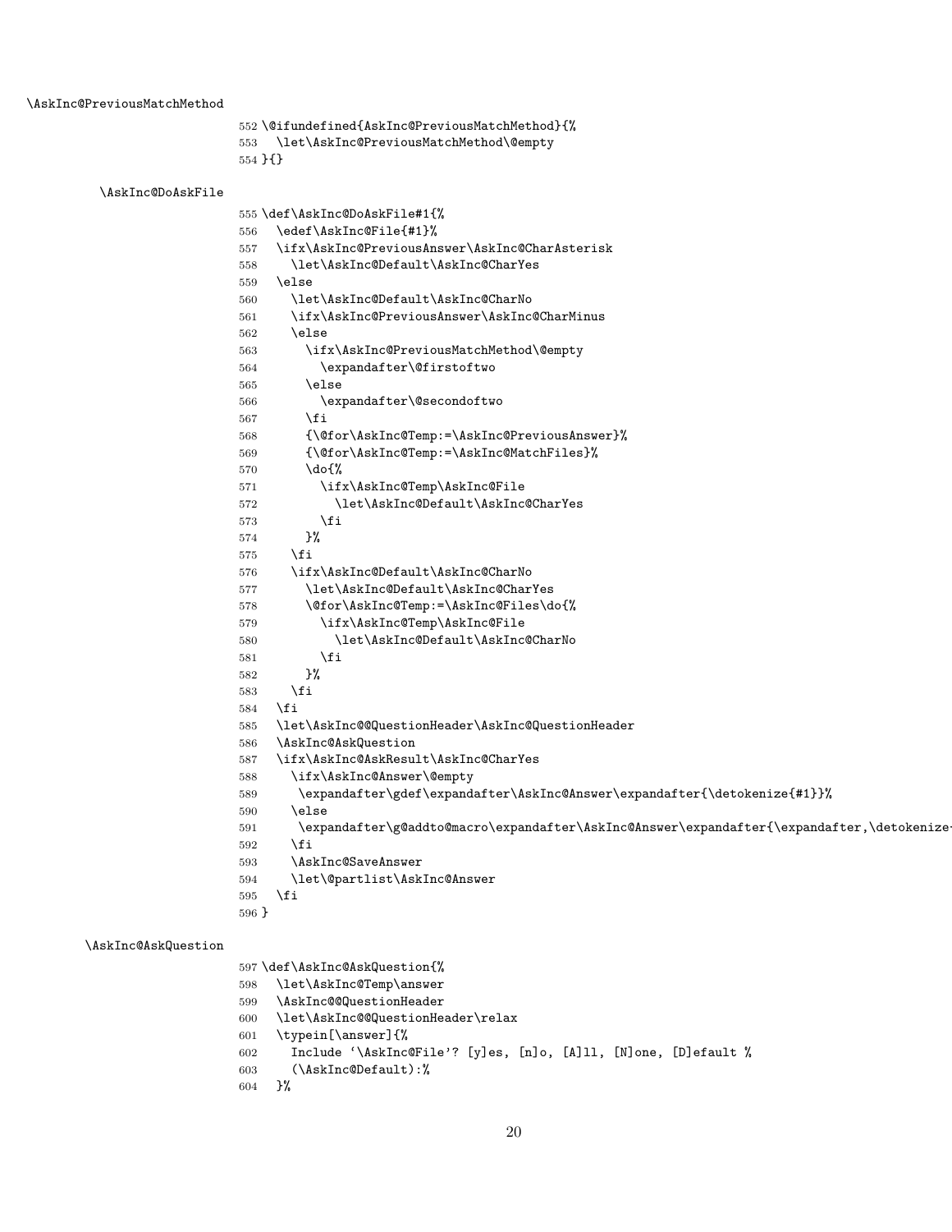\AskInc@PreviousMatchMethod

```
552 \@ifundefined{AskInc@PreviousMatchMethod}{%
553   \let\AskInc@PreviousMatchMethod\@empty
554 }{}
```

\AskInc@DoAskFile

```
555 \def\AskInc@DoAskFile#1{%
556   \edef\AskInc@File{#1}%
557   \ifx\AskInc@PreviousAnswer\AskInc@CharAsterisk
558     \let\AskInc@Default\AskInc@CharYes
559   \else
560     \let\AskInc@Default\AskInc@CharNo
561     \ifx\AskInc@PreviousAnswer\AskInc@CharMinus
562     \else
563       \ifx\AskInc@PreviousMatchMethod\@empty
564         \expandafter\@firstoftwo
565       \else
566         \expandafter\@secondoftwo
567       \fi
568       {\@for\AskInc@Temp:=\AskInc@PreviousAnswer}%
569       {\@for\AskInc@Temp:=\AskInc@MatchFiles}%
570       \do{%
571         \ifx\AskInc@Temp\AskInc@File
572           \let\AskInc@Default\AskInc@CharYes
573         \fi
574       }%
575     \fi
576     \ifx\AskInc@Default\AskInc@CharNo
577       \let\AskInc@Default\AskInc@CharYes
578       \@for\AskInc@Temp:=\AskInc@Files\do{%
579         \ifx\AskInc@Temp\AskInc@File
580           \let\AskInc@Default\AskInc@CharNo
581         \fi
582       }%
583     \fi
584   \fi
585   \let\AskInc@@QuestionHeader\AskInc@QuestionHeader
586   \AskInc@AskQuestion
587   \ifx\AskInc@AskResult\AskInc@CharYes
588     \ifx\AskInc@Answer\@empty
589      \expandafter\gdef\expandafter\AskInc@Answer\expandafter{\detokenize{#1}}%
590     \else
591      \expandafter\g@addto@macro\expandafter\AskInc@Answer\expandafter{\expandafter,\detokenize
592     \fi
593     \AskInc@SaveAnswer
594     \let\@partlist\AskInc@Answer
595   \fi
596 }
```

\AskInc@AskQuestion

```
597 \def\AskInc@AskQuestion{%
598   \let\AskInc@Temp\answer
599   \AskInc@@QuestionHeader
600   \let\AskInc@@QuestionHeader\relax
601   \typein[\answer]{%
602     Include `\AskInc@File'? [y]es, [n]o, [A]ll, [N]one, [D]efault %
603     (\AskInc@Default):%
604   }%
```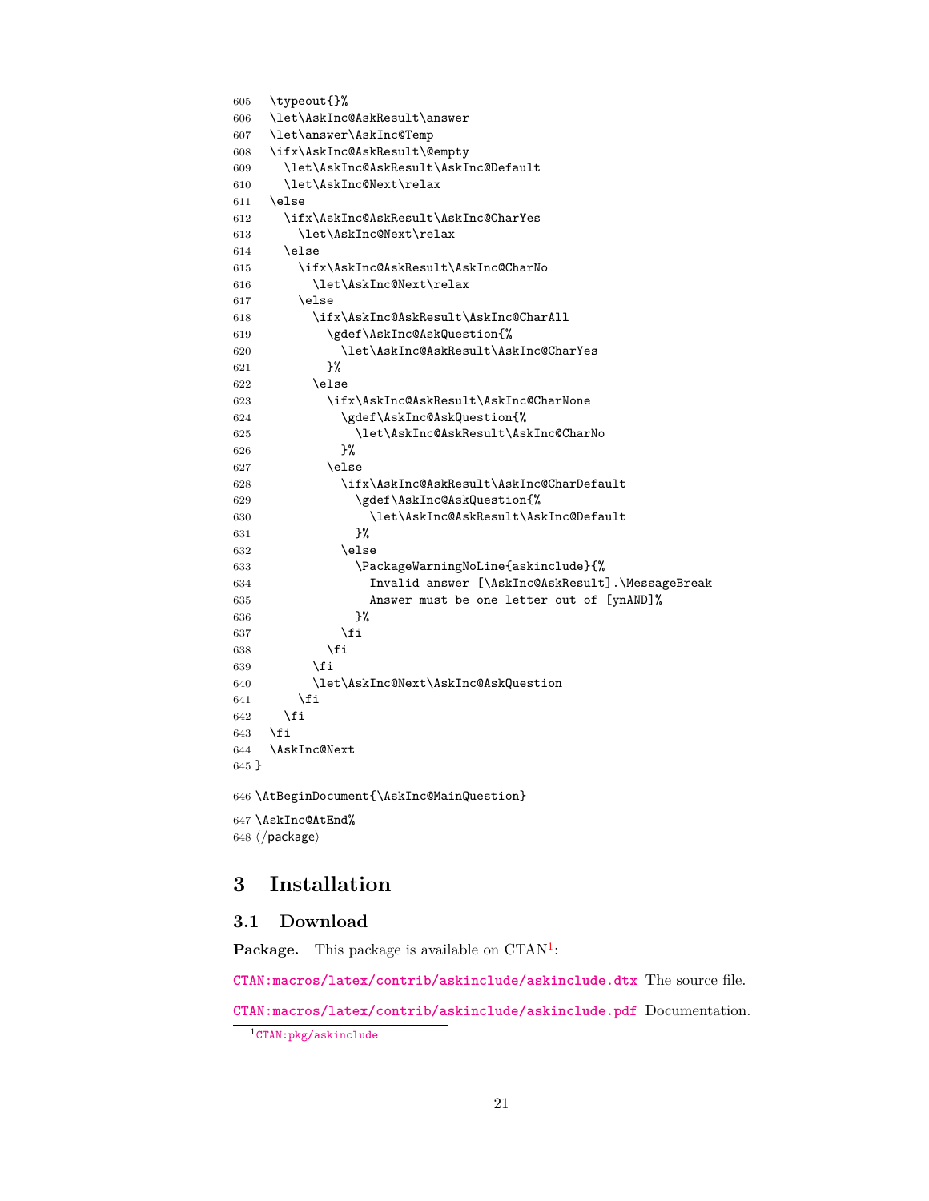```
605   \typeout{}%
606   \let\AskInc@AskResult\answer
607   \let\answer\AskInc@Temp
608   \ifx\AskInc@AskResult\@empty
609     \let\AskInc@AskResult\AskInc@Default
610     \let\AskInc@Next\relax
611   \else
612     \ifx\AskInc@AskResult\AskInc@CharYes
613       \let\AskInc@Next\relax
614     \else
615       \ifx\AskInc@AskResult\AskInc@CharNo
616         \let\AskInc@Next\relax
617       \else
618         \ifx\AskInc@AskResult\AskInc@CharAll
619           \gdef\AskInc@AskQuestion{%
620             \let\AskInc@AskResult\AskInc@CharYes
621           }%
622         \else
623           \ifx\AskInc@AskResult\AskInc@CharNone
624             \gdef\AskInc@AskQuestion{%
625               \let\AskInc@AskResult\AskInc@CharNo
626             }%
627           \else
628             \ifx\AskInc@AskResult\AskInc@CharDefault
629               \gdef\AskInc@AskQuestion{%
630                 \let\AskInc@AskResult\AskInc@Default
631               }%
632             \else
633               \PackageWarningNoLine{askinclude}{%
634                 Invalid answer [\AskInc@AskResult].\MessageBreak
635                 Answer must be one letter out of [ynAND]%
636               }%
637             \fi
638           \fi
639         \fi
640         \let\AskInc@Next\AskInc@AskQuestion
641       \fi
642     \fi
643   \fi
644   \AskInc@Next
645 }
646 \AtBeginDocument{\AskInc@MainQuestion}
647 \AskInc@AtEnd%
648 </package>
```

# 3 Installation

## 3.1 Download

**Package.** This package is available on CTAN[1]:

CTAN:macros/latex/contrib/askinclude/askinclude.dtx The source file.

CTAN:macros/latex/contrib/askinclude/askinclude.pdf Documentation.

[1] CTAN:pkg/askinclude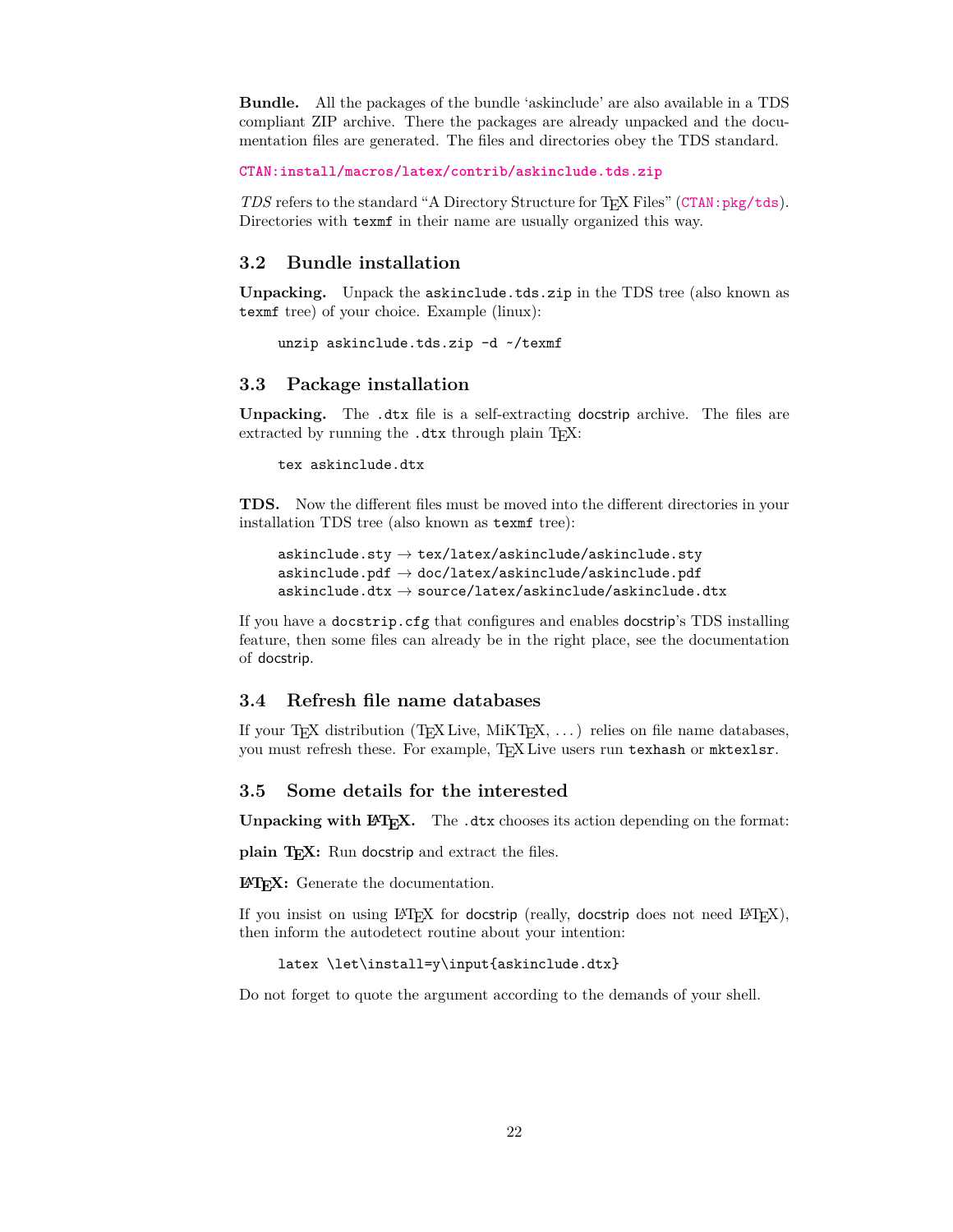**Bundle.** All the packages of the bundle 'askinclude' are also available in a TDS compliant ZIP archive. There the packages are already unpacked and the documentation files are generated. The files and directories obey the TDS standard.

CTAN:install/macros/latex/contrib/askinclude.tds.zip

*TDS* refers to the standard "A Directory Structure for TeX Files" (CTAN:pkg/tds). Directories with `texmf` in their name are usually organized this way.

### 3.2 Bundle installation

**Unpacking.** Unpack the `askinclude.tds.zip` in the TDS tree (also known as `texmf` tree) of your choice. Example (linux):

```
unzip askinclude.tds.zip -d ~/texmf
```

### 3.3 Package installation

**Unpacking.** The `.dtx` file is a self-extracting docstrip archive. The files are extracted by running the `.dtx` through plain TeX:

```
tex askinclude.dtx
```

**TDS.** Now the different files must be moved into the different directories in your installation TDS tree (also known as `texmf` tree):

```
askinclude.sty → tex/latex/askinclude/askinclude.sty
askinclude.pdf → doc/latex/askinclude/askinclude.pdf
askinclude.dtx → source/latex/askinclude/askinclude.dtx
```

If you have a `docstrip.cfg` that configures and enables docstrip's TDS installing feature, then some files can already be in the right place, see the documentation of docstrip.

### 3.4 Refresh file name databases

If your TeX distribution (TeX Live, MiKTeX, ...) relies on file name databases, you must refresh these. For example, TeX Live users run `texhash` or `mktexlsr`.

### 3.5 Some details for the interested

**Unpacking with LaTeX.** The `.dtx` chooses its action depending on the format:

**plain TeX:** Run docstrip and extract the files.

**LaTeX:** Generate the documentation.

If you insist on using LaTeX for docstrip (really, docstrip does not need LaTeX), then inform the autodetect routine about your intention:

```
latex \let\install=y\input{askinclude.dtx}
```

Do not forget to quote the argument according to the demands of your shell.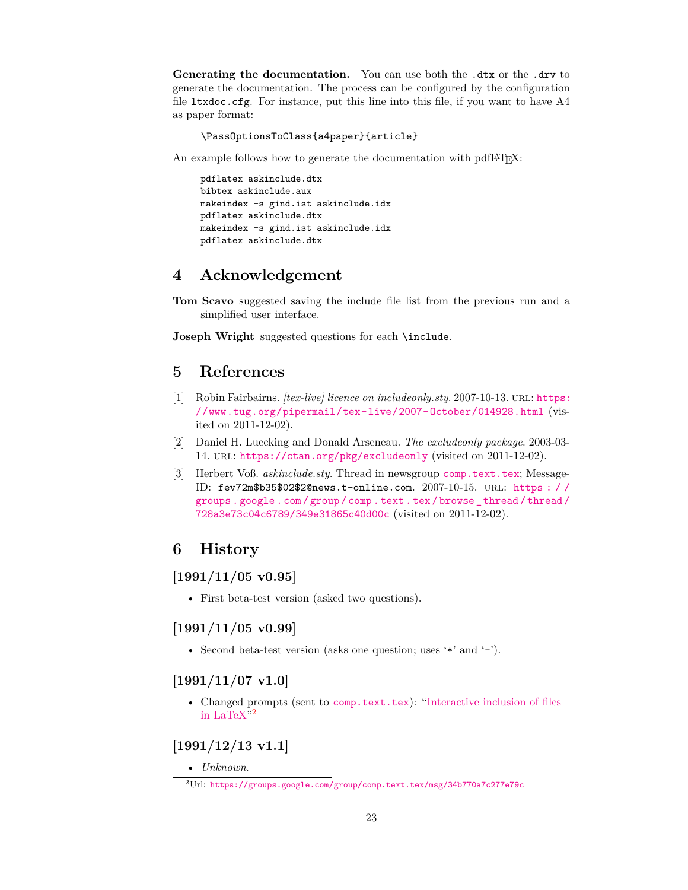**Generating the documentation.** You can use both the `.dtx` or the `.drv` to generate the documentation. The process can be configured by the configuration file `ltxdoc.cfg`. For instance, put this line into this file, if you want to have A4 as paper format:

```
\PassOptionsToClass{a4paper}{article}
```

An example follows how to generate the documentation with pdfLaTeX:

```
pdflatex askinclude.dtx
bibtex askinclude.aux
makeindex -s gind.ist askinclude.idx
pdflatex askinclude.dtx
makeindex -s gind.ist askinclude.idx
pdflatex askinclude.dtx
```

# 4 Acknowledgement

**Tom Scavo** suggested saving the include file list from the previous run and a simplified user interface.

**Joseph Wright** suggested questions for each `\include`.

# 5 References

[1] Robin Fairbairns. *[tex-live] licence on includeonly.sty*. 2007-10-13. URL: https://www.tug.org/pipermail/tex-live/2007-October/014928.html (visited on 2011-12-02).

[2] Daniel H. Luecking and Donald Arseneau. *The excludeonly package*. 2003-03-14. URL: https://ctan.org/pkg/excludeonly (visited on 2011-12-02).

[3] Herbert Voß. *askinclude.sty*. Thread in newsgroup comp.text.tex; Message-ID: fev72m$b35$02$2@news.t-online.com. 2007-10-15. URL: https://groups.google.com/group/comp.text.tex/browse_thread/thread/728a3e73c04c6789/349e31865c40d00c (visited on 2011-12-02).

# 6 History

## [1991/11/05 v0.95]

- First beta-test version (asked two questions).

## [1991/11/05 v0.99]

- Second beta-test version (asks one question; uses '*' and '-').

## [1991/11/07 v1.0]

- Changed prompts (sent to comp.text.tex): "Interactive inclusion of files in LaTeX"[2]

## [1991/12/13 v1.1]

- *Unknown.*

[2] Url: https://groups.google.com/group/comp.text.tex/msg/34b770a7c277e79c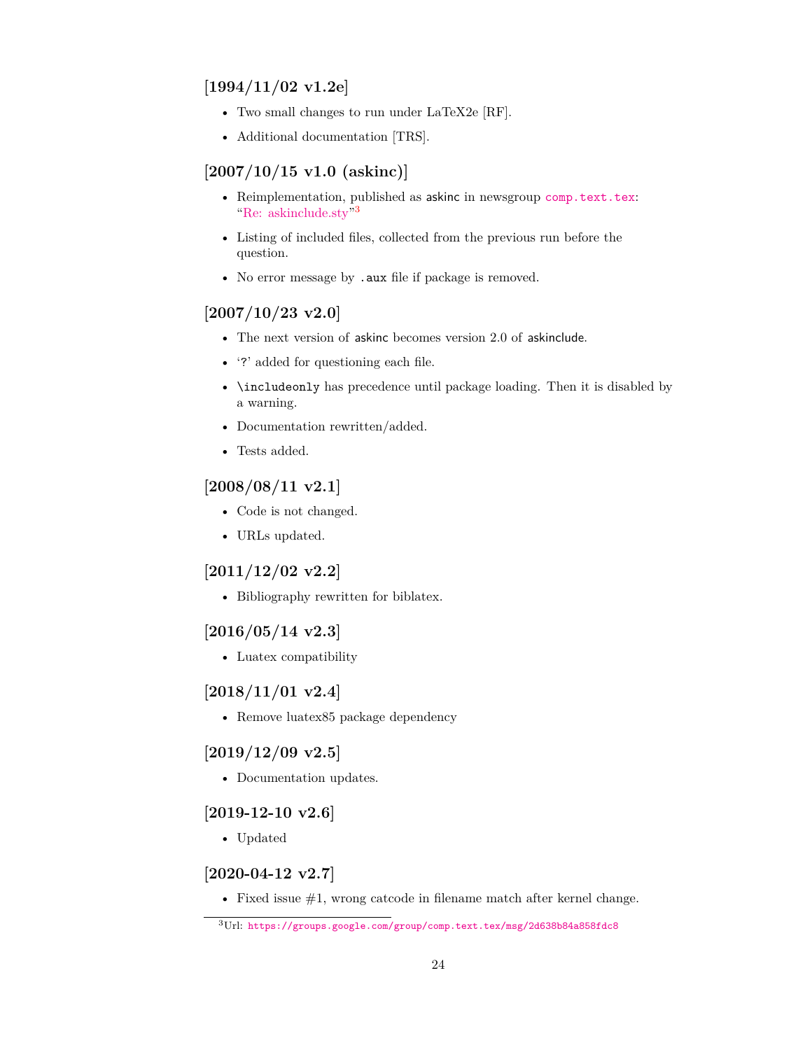## [1994/11/02 v1.2e]

- Two small changes to run under LaTeX2e [RF].
- Additional documentation [TRS].

## [2007/10/15 v1.0 (askinc)]

- Reimplementation, published as askinc in newsgroup `comp.text.tex`: "Re: askinclude.sty"[3]
- Listing of included files, collected from the previous run before the question.
- No error message by `.aux` file if package is removed.

## [2007/10/23 v2.0]

- The next version of askinc becomes version 2.0 of askinclude.
- '`?`' added for questioning each file.
- `\includeonly` has precedence until package loading. Then it is disabled by a warning.
- Documentation rewritten/added.
- Tests added.

## [2008/08/11 v2.1]

- Code is not changed.
- URLs updated.

## [2011/12/02 v2.2]

- Bibliography rewritten for biblatex.

## [2016/05/14 v2.3]

- Luatex compatibility

## [2018/11/01 v2.4]

- Remove luatex85 package dependency

## [2019/12/09 v2.5]

- Documentation updates.

## [2019-12-10 v2.6]

- Updated

## [2020-04-12 v2.7]

- Fixed issue #1, wrong catcode in filename match after kernel change.

---

[3] Url: `https://groups.google.com/group/comp.text.tex/msg/2d638b84a858fdc8`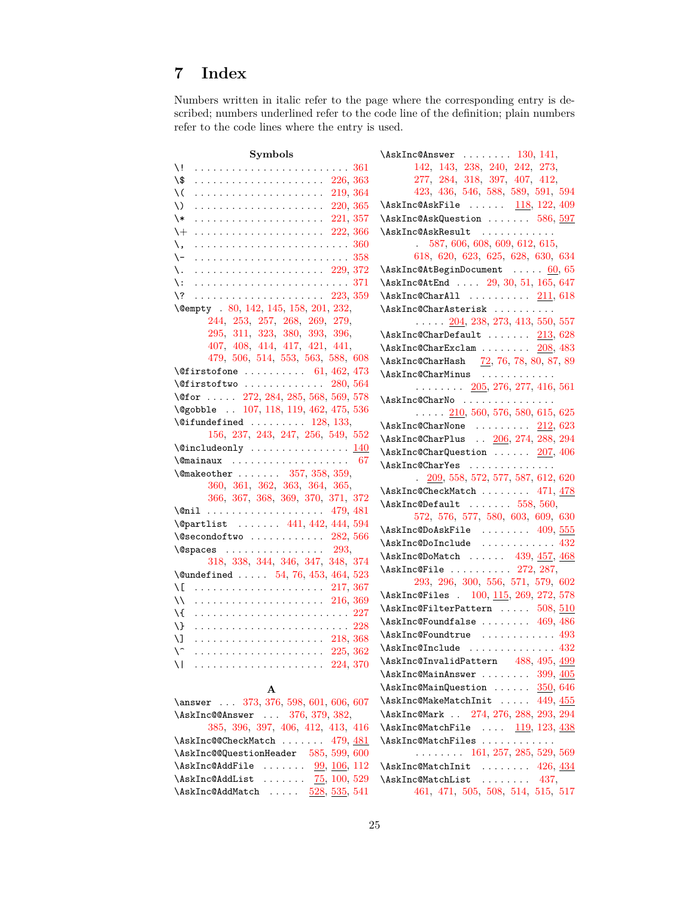## 7 Index

Numbers written in italic refer to the page where the corresponding entry is described; numbers underlined refer to the code line of the definition; plain numbers refer to the code lines where the entry is used.

**Symbols**

\! . . . . . . . . . . . . . . . . . . . . . . . . 361
\$ . . . . . . . . . . . . . . . . . . . . . 226, 363
\( . . . . . . . . . . . . . . . . . . . . . 219, 364
\) . . . . . . . . . . . . . . . . . . . . . 220, 365
\* . . . . . . . . . . . . . . . . . . . . . 221, 357
\+ . . . . . . . . . . . . . . . . . . . . . 222, 366
\, . . . . . . . . . . . . . . . . . . . . . . . . 360
\- . . . . . . . . . . . . . . . . . . . . . . . . 358
\. . . . . . . . . . . . . . . . . . . . . . 229, 372
\: . . . . . . . . . . . . . . . . . . . . . . . . 371
\? . . . . . . . . . . . . . . . . . . . . . 223, 359
\@empty . 80, 142, 145, 158, 201, 232, 244, 253, 257, 268, 269, 279, 295, 311, 323, 380, 393, 396, 407, 408, 414, 417, 421, 441, 479, 506, 514, 553, 563, 588, 608
\@firstofone . . . . . . . . . . 61, 462, 473
\@firstoftwo . . . . . . . . . . . . . 280, 564
\@for . . . . . 272, 284, 285, 568, 569, 578
\@gobble . . 107, 118, 119, 462, 475, 536
\@ifundefined . . . . . . . . . 128, 133, 156, 237, 243, 247, 256, 549, 552
\@includeonly . . . . . . . . . . . . . . . . 140
\@mainaux . . . . . . . . . . . . . . . . . . . 67
\@makeother . . . . . . . 357, 358, 359, 360, 361, 362, 363, 364, 365, 366, 367, 368, 369, 370, 371, 372
\@nil . . . . . . . . . . . . . . . . . . . 479, 481
\@partlist . . . . . . . 441, 442, 444, 594
\@secondoftwo . . . . . . . . . . . . 282, 566
\@spaces . . . . . . . . . . . . . . . . 293, 318, 338, 344, 346, 347, 348, 374
\@undefined . . . . . 54, 76, 453, 464, 523
\[ . . . . . . . . . . . . . . . . . . . . . 217, 367
\\ . . . . . . . . . . . . . . . . . . . . . 216, 369
\{ . . . . . . . . . . . . . . . . . . . . . . . . 227
\} . . . . . . . . . . . . . . . . . . . . . . . . 228
\] . . . . . . . . . . . . . . . . . . . . . 218, 368
\^ . . . . . . . . . . . . . . . . . . . . . 225, 362
\| . . . . . . . . . . . . . . . . . . . . . 224, 370

**A**

\answer . . . 373, 376, 598, 601, 606, 607
\AskInc@@Answer . . . 376, 379, 382, 385, 396, 397, 406, 412, 413, 416
\AskInc@@CheckMatch . . . . . . . 479, 481
\AskInc@@QuestionHeader 585, 599, 600
\AskInc@AddFile . . . . . . . 99, 106, 112
\AskInc@AddList . . . . . . . 75, 100, 529
\AskInc@AddMatch . . . . . 528, 535, 541
\AskInc@Answer . . . . . . . . 130, 141, 142, 143, 238, 240, 242, 273, 277, 284, 318, 397, 407, 412, 423, 436, 546, 588, 589, 591, 594
\AskInc@AskFile . . . . . . 118, 122, 409
\AskInc@AskQuestion . . . . . . . 586, 597
\AskInc@AskResult . . . . . . . . . . . . 587, 606, 608, 609, 612, 615, 618, 620, 623, 625, 628, 630, 634
\AskInc@AtBeginDocument . . . . . 60, 65
\AskInc@AtEnd . . . . 29, 30, 51, 165, 647
\AskInc@CharAll . . . . . . . . . . 211, 618
\AskInc@CharAsterisk . . . . . . . . . . . . . . . 204, 238, 273, 413, 550, 557
\AskInc@CharDefault . . . . . . . 213, 628
\AskInc@CharExclam . . . . . . . . 208, 483
\AskInc@CharHash 72, 76, 78, 80, 87, 89
\AskInc@CharMinus . . . . . . . . . . . . . . . . . . . 205, 276, 277, 416, 561
\AskInc@CharNo . . . . . . . . . . . . . . . . . . . 210, 560, 576, 580, 615, 625
\AskInc@CharNone . . . . . . . . . 212, 623
\AskInc@CharPlus . . 206, 274, 288, 294
\AskInc@CharQuestion . . . . . . 207, 406
\AskInc@CharYes . . . . . . . . . . . . . . 209, 558, 572, 577, 587, 612, 620
\AskInc@CheckMatch . . . . . . . . 471, 478
\AskInc@Default . . . . . . . 558, 560, 572, 576, 577, 580, 603, 609, 630
\AskInc@DoAskFile . . . . . . . . 409, 555
\AskInc@DoInclude . . . . . . . . . . . . 432
\AskInc@DoMatch . . . . . . 439, 457, 468
\AskInc@File . . . . . . . . . . 272, 287, 293, 296, 300, 556, 571, 579, 602
\AskInc@Files . 100, 115, 269, 272, 578
\AskInc@FilterPattern . . . . . 508, 510
\AskInc@Foundfalse . . . . . . . . 469, 486
\AskInc@Foundtrue . . . . . . . . . . . . 493
\AskInc@Include . . . . . . . . . . . . . . 432
\AskInc@InvalidPattern 488, 495, 499
\AskInc@MainAnswer . . . . . . . . 399, 405
\AskInc@MainQuestion . . . . . . 350, 646
\AskInc@MakeMatchInit . . . . . 449, 455
\AskInc@Mark . . 274, 276, 288, 293, 294
\AskInc@MatchFile . . . . 119, 123, 438
\AskInc@MatchFiles . . . . . . . . . . . . . . . 161, 257, 285, 529, 569
\AskInc@MatchInit . . . . . . . . 426, 434
\AskInc@MatchList . . . . . . . . 437, 461, 471, 505, 508, 514, 515, 517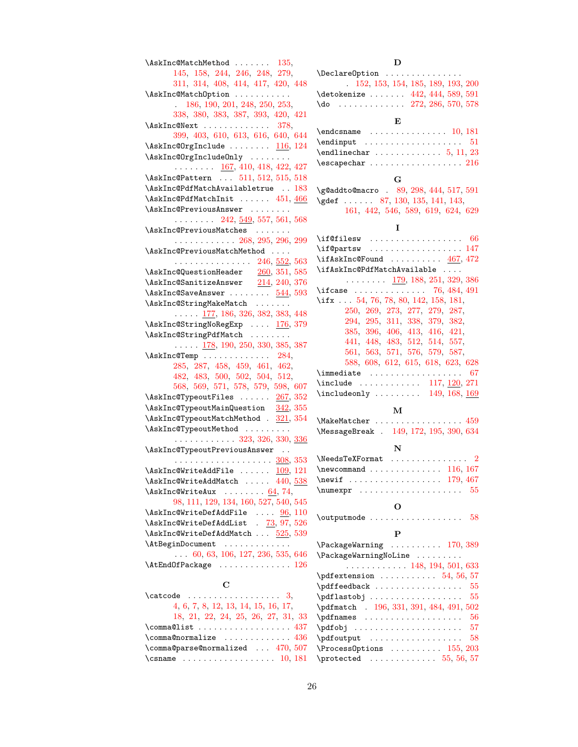\AskInc@MatchMethod . . . . . . . 135, 145, 158, 244, 246, 248, 279, 311, 314, 408, 414, 417, 420, 448
\AskInc@MatchOption . . . . . . . . . . . 186, 190, 201, 248, 250, 253, 338, 380, 383, 387, 393, 420, 421
\AskInc@Next . . . . . . . . . . . . . 378, 399, 403, 610, 613, 616, 640, 644
\AskInc@OrgInclude . . . . . . . . 116, 124
\AskInc@OrgIncludeOnly . . . . . . . . . . . . . . . . 167, 410, 418, 422, 427
\AskInc@Pattern . . . 511, 512, 515, 518
\AskInc@PdfMatchAvailabletrue . . 183
\AskInc@PdfMatchInit . . . . . . 451, 466
\AskInc@PreviousAnswer . . . . . . . . . . . . . . . . 242, 549, 557, 561, 568
\AskInc@PreviousMatches . . . . . . . . . . . . . . . . . . . 268, 295, 296, 299
\AskInc@PreviousMatchMethod . . . . . . . . . . . . . . . . . . . 246, 552, 563
\AskInc@QuestionHeader 260, 351, 585
\AskInc@SanitizeAnswer 214, 240, 376
\AskInc@SaveAnswer . . . . . . . . 544, 593
\AskInc@StringMakeMatch . . . . . . . . . . . . 177, 186, 326, 382, 383, 448
\AskInc@StringNoRegExp . . . . 176, 379
\AskInc@StringPdfMatch . . . . . . . . . . . . . 178, 190, 250, 330, 385, 387
\AskInc@Temp . . . . . . . . . . . . . 284, 285, 287, 458, 459, 461, 462, 482, 483, 500, 502, 504, 512, 568, 569, 571, 578, 579, 598, 607
\AskInc@TypeoutFiles . . . . . . 267, 352
\AskInc@TypeoutMainQuestion 342, 355
\AskInc@TypeoutMatchMethod . 321, 354
\AskInc@TypeoutMethod . . . . . . . . . . . . . . . . . . . . . 323, 326, 330, 336
\AskInc@TypeoutPreviousAnswer . . . . . . . . . . . . . . . . . . . . . . 308, 353
\AskInc@WriteAddFile . . . . . . 109, 121
\AskInc@WriteAddMatch . . . . . 440, 538
\AskInc@WriteAux . . . . . . . . 64, 74, 98, 111, 129, 134, 160, 527, 540, 545
\AskInc@WriteDefAddFile . . . . 96, 110
\AskInc@WriteDefAddList . 73, 97, 526
\AskInc@WriteDefAddMatch . . . 525, 539
\AtBeginDocument . . . . . . . . . . . . . . . 60, 63, 106, 127, 236, 535, 646
\AtEndOfPackage . . . . . . . . . . . . . . 126

**C**

\catcode . . . . . . . . . . . . . . . . . . 3, 4, 6, 7, 8, 12, 13, 14, 15, 16, 17, 18, 21, 22, 24, 25, 26, 27, 31, 33
\comma@list . . . . . . . . . . . . . . . . . 437
\comma@normalize . . . . . . . . . . . . . 436
\comma@parse@normalized . . . 470, 507
\csname . . . . . . . . . . . . . . . . . . 10, 181

**D**

\DeclareOption . . . . . . . . . . . . . . . 152, 153, 154, 185, 189, 193, 200
\detokenize . . . . . . . 442, 444, 589, 591
\do . . . . . . . . . . . . . 272, 286, 570, 578

**E**

\endcsname . . . . . . . . . . . . . . . 10, 181
\endinput . . . . . . . . . . . . . . . . . . . 51
\endlinechar . . . . . . . . . . . . . 5, 11, 23
\escapechar . . . . . . . . . . . . . . . . . . 216

**G**

\g@addto@macro . 89, 298, 444, 517, 591
\gdef . . . . . . 87, 130, 135, 141, 143, 161, 442, 546, 589, 619, 624, 629

**I**

\if@filesw . . . . . . . . . . . . . . . . . . 66
\if@partsw . . . . . . . . . . . . . . . . . . 147
\ifAskInc@Found . . . . . . . . . . 467, 472
\ifAskInc@PdfMatchAvailable . . . . . . . . . . . . 179, 188, 251, 329, 386
\ifcase . . . . . . . . . . . . . . 76, 484, 491
\ifx . . . 54, 76, 78, 80, 142, 158, 181, 250, 269, 273, 277, 279, 287, 294, 295, 311, 338, 379, 382, 385, 396, 406, 413, 416, 421, 441, 448, 483, 512, 514, 557, 561, 563, 571, 576, 579, 587, 588, 608, 612, 615, 618, 623, 628
\immediate . . . . . . . . . . . . . . . . . . 67
\include . . . . . . . . . . . . 117, 120, 271
\includeonly . . . . . . . . . 149, 168, 169

**M**

\MakeMatcher . . . . . . . . . . . . . . . . 459
\MessageBreak . 149, 172, 195, 390, 634

**N**

\NeedsTeXFormat . . . . . . . . . . . . . . . 2
\newcommand . . . . . . . . . . . . . 116, 167
\newif . . . . . . . . . . . . . . . . . . 179, 467
\numexpr . . . . . . . . . . . . . . . . . . . 55

**O**

\outputmode . . . . . . . . . . . . . . . . . . 58

**P**

\PackageWarning . . . . . . . . . . 170, 389
\PackageWarningNoLine . . . . . . . . . . . . . . . . . . . . . 148, 194, 501, 633
\pdfextension . . . . . . . . . . . 54, 56, 57
\pdffeedback . . . . . . . . . . . . . . . . . 55
\pdflastobj . . . . . . . . . . . . . . . . . . 55
\pdfmatch . 196, 331, 391, 484, 491, 502
\pdfnames . . . . . . . . . . . . . . . . . . . 56
\pdfobj . . . . . . . . . . . . . . . . . . . . 57
\pdfoutput . . . . . . . . . . . . . . . . . . 58
\ProcessOptions . . . . . . . . . . 155, 203
\protected . . . . . . . . . . . . . 55, 56, 57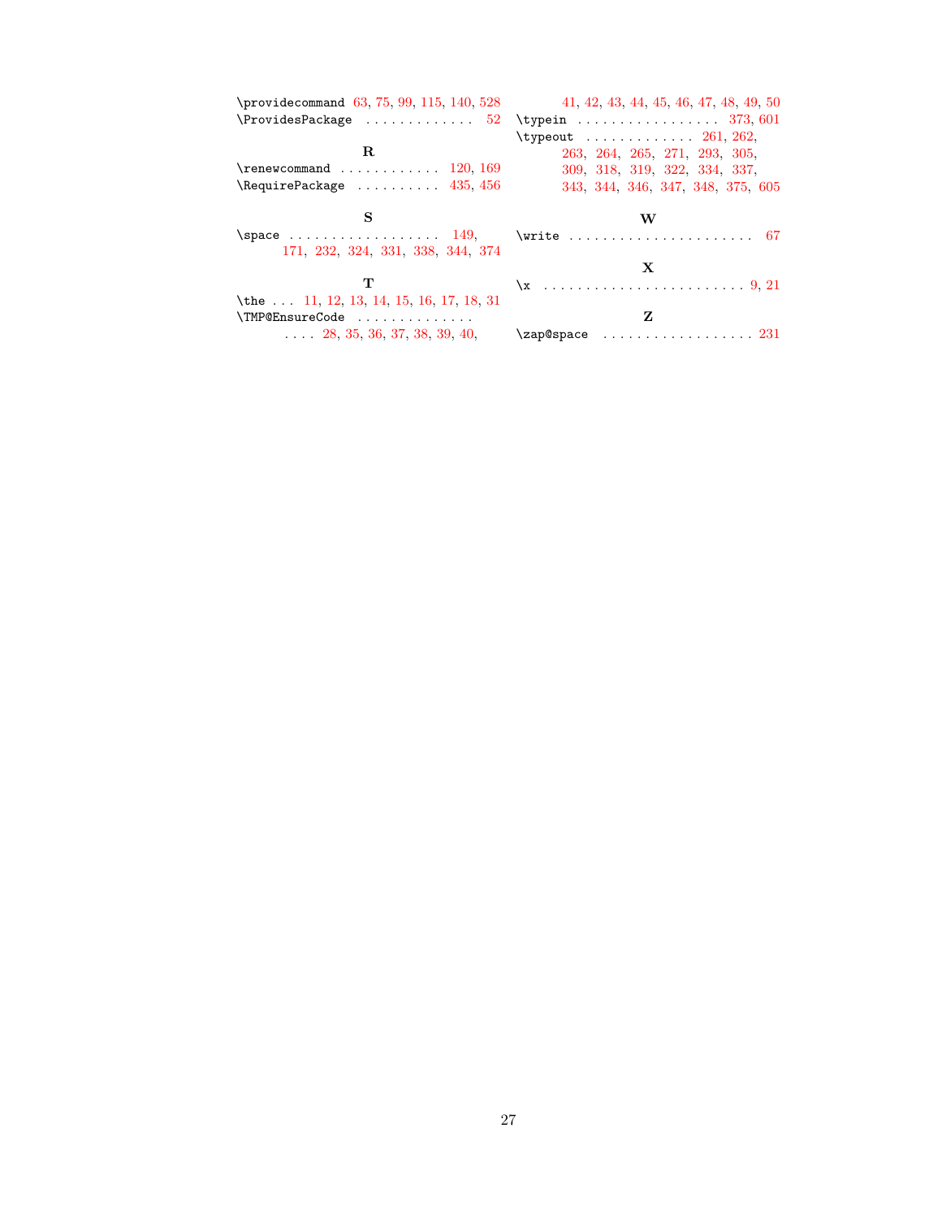\providecommand 63, 75, 99, 115, 140, 528
\ProvidesPackage . . . . . . . . . . . . . 52

**R**

\renewcommand . . . . . . . . . . . . 120, 169
\RequirePackage . . . . . . . . . . 435, 456

**S**

\space . . . . . . . . . . . . . . . . . . 149, 171, 232, 324, 331, 338, 344, 374

**T**

\the . . . 11, 12, 13, 14, 15, 16, 17, 18, 31
\TMP@EnsureCode . . . . . . . . . . . . . . . . . 28, 35, 36, 37, 38, 39, 40, 41, 42, 43, 44, 45, 46, 47, 48, 49, 50
\typein . . . . . . . . . . . . . . . . . 373, 601
\typeout . . . . . . . . . . . . . 261, 262, 263, 264, 265, 271, 293, 305, 309, 318, 319, 322, 334, 337, 343, 344, 346, 347, 348, 375, 605

**W**

\write . . . . . . . . . . . . . . . . . . . . . . . 67

**X**

\x . . . . . . . . . . . . . . . . . . . . . . . . 9, 21

**Z**

\zap@space . . . . . . . . . . . . . . . . . . 231